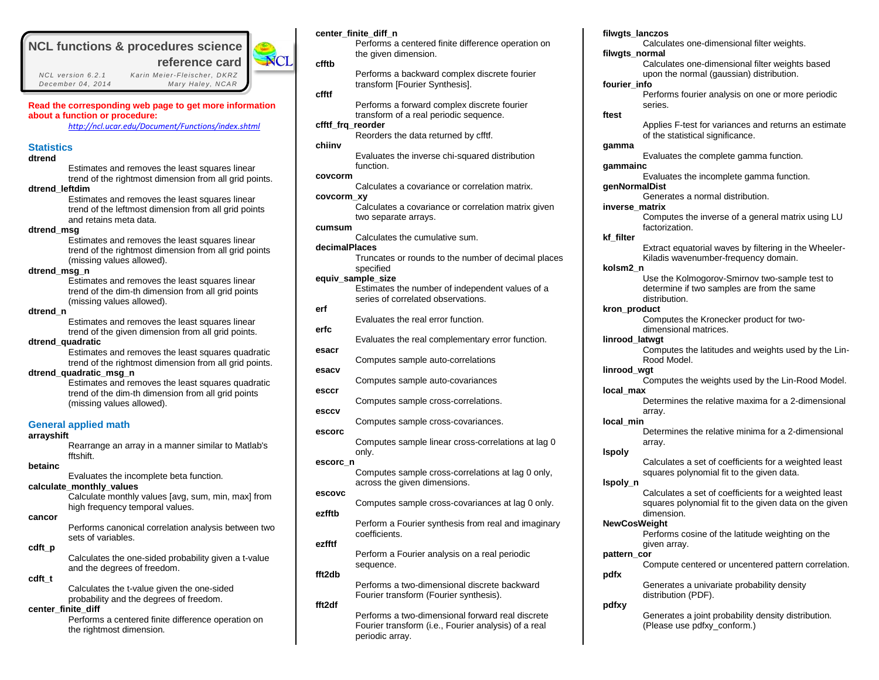# NCL functions & procedures science reference card

NCL version 6.2.1 — Karin Meier-Fleischer, DKRZ
December 04, 2014 — Mary Haley, NCAR

**Read the corresponding web page to get more information about a function or procedure:**
*http://ncl.ucar.edu/Document/Functions/index.shtml*

## Statistics

**dtrend**
Estimates and removes the least squares linear trend of the rightmost dimension from all grid points.

**dtrend_leftdim**
Estimates and removes the least squares linear trend of the leftmost dimension from all grid points and retains meta data.

**dtrend_msg**
Estimates and removes the least squares linear trend of the rightmost dimension from all grid points (missing values allowed).

**dtrend_msg_n**
Estimates and removes the least squares linear trend of the dim-th dimension from all grid points (missing values allowed).

**dtrend_n**
Estimates and removes the least squares linear trend of the given dimension from all grid points.

**dtrend_quadratic**
Estimates and removes the least squares quadratic trend of the rightmost dimension from all grid points.

**dtrend_quadratic_msg_n**
Estimates and removes the least squares quadratic trend of the dim-th dimension from all grid points (missing values allowed).

## General applied math

**arrayshift**
Rearrange an array in a manner similar to Matlab's fftshift.

**betainc**
Evaluates the incomplete beta function.

**calculate_monthly_values**
Calculate monthly values [avg, sum, min, max] from high frequency temporal values.

**cancor**
Performs canonical correlation analysis between two sets of variables.

**cdft_p**
Calculates the one-sided probability given a t-value and the degrees of freedom.

**cdft_t**
Calculates the t-value given the one-sided probability and the degrees of freedom.

**center_finite_diff**
Performs a centered finite difference operation on the rightmost dimension.

**center_finite_diff_n**
Performs a centered finite difference operation on the given dimension.

**cfftb**
Performs a backward complex discrete fourier transform [Fourier Synthesis].

**cfftf**
Performs a forward complex discrete fourier transform of a real periodic sequence.

**cfftf_frq_reorder**
Reorders the data returned by cfftf.

**chiinv**
Evaluates the inverse chi-squared distribution function.

**covcorm**
Calculates a covariance or correlation matrix.

**covcorm_xy**
Calculates a covariance or correlation matrix given two separate arrays.

**cumsum**
Calculates the cumulative sum.

**decimalPlaces**
Truncates or rounds to the number of decimal places specified

**equiv_sample_size**
Estimates the number of independent values of a series of correlated observations.

**erf**
Evaluates the real error function.

**erfc**
Evaluates the real complementary error function.

**esacr**
Computes sample auto-correlations

**esacv**
Computes sample auto-covariances

**esccr**
Computes sample cross-correlations.

**esccv**
Computes sample cross-covariances.

**escorc**
Computes sample linear cross-correlations at lag 0 only.

**escorc_n**
Computes sample cross-correlations at lag 0 only, across the given dimensions.

**escovc**
Computes sample cross-covariances at lag 0 only.

**ezfftb**
Perform a Fourier synthesis from real and imaginary coefficients.

**ezfftf**
Perform a Fourier analysis on a real periodic sequence.

**fft2db**
Performs a two-dimensional discrete backward Fourier transform (Fourier synthesis).

**fft2df**
Performs a two-dimensional forward real discrete Fourier transform (i.e., Fourier analysis) of a real periodic array.

**filwgts_lanczos**
Calculates one-dimensional filter weights.

**filwgts_normal**
Calculates one-dimensional filter weights based upon the normal (gaussian) distribution.

**fourier_info**
Performs fourier analysis on one or more periodic series.

**ftest**
Applies F-test for variances and returns an estimate of the statistical significance.

**gamma**
Evaluates the complete gamma function.

**gammainc**
Evaluates the incomplete gamma function.

**genNormalDist**
Generates a normal distribution.

**inverse_matrix**
Computes the inverse of a general matrix using LU factorization.

**kf_filter**
Extract equatorial waves by filtering in the Wheeler-Kiladis wavenumber-frequency domain.

**kolsm2_n**
Use the Kolmogorov-Smirnov two-sample test to determine if two samples are from the same distribution.

**kron_product**
Computes the Kronecker product for two-dimensional matrices.

**linrood_latwgt**
Computes the latitudes and weights used by the Lin-Rood Model.

**linrood_wgt**
Computes the weights used by the Lin-Rood Model.

**local_max**
Determines the relative maxima for a 2-dimensional array.

**local_min**
Determines the relative minima for a 2-dimensional array.

**lspoly**
Calculates a set of coefficients for a weighted least squares polynomial fit to the given data.

**lspoly_n**
Calculates a set of coefficients for a weighted least squares polynomial fit to the given data on the given dimension.

**NewCosWeight**
Performs cosine of the latitude weighting on the given array.

**pattern_cor**
Compute centered or uncentered pattern correlation.

**pdfx**
Generates a univariate probability density distribution (PDF).

**pdfxy**
Generates a joint probability density distribution. (Please use pdfxy_conform.)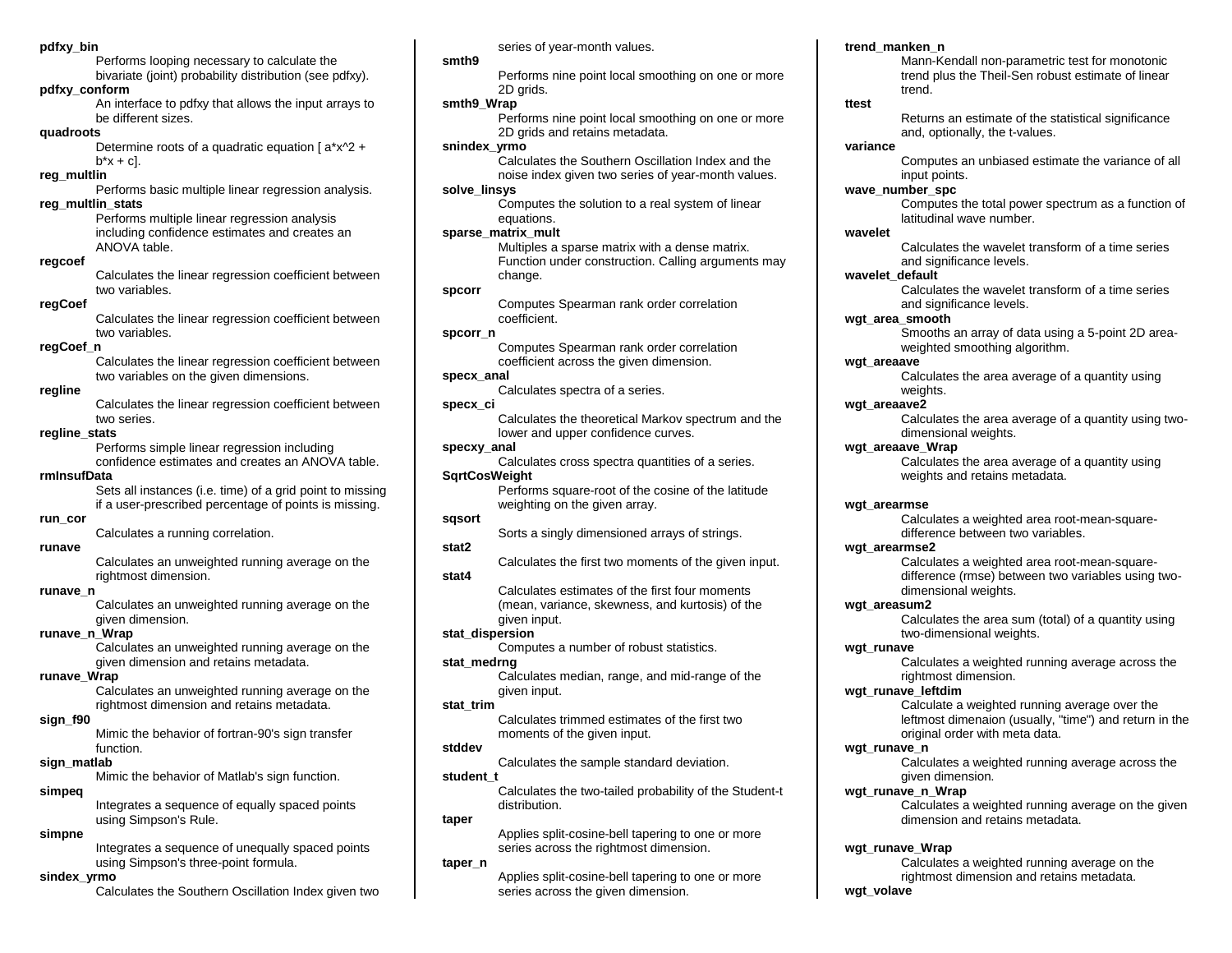**pdfxy_bin**
Performs looping necessary to calculate the bivariate (joint) probability distribution (see pdfxy).

**pdfxy_conform**
An interface to pdfxy that allows the input arrays to be different sizes.

**quadroots**
Determine roots of a quadratic equation [ a*x^2 + b*x + c].

**reg_multlin**
Performs basic multiple linear regression analysis.

**reg_multlin_stats**
Performs multiple linear regression analysis including confidence estimates and creates an ANOVA table.

**regcoef**
Calculates the linear regression coefficient between two variables.

**regCoef**
Calculates the linear regression coefficient between two variables.

**regCoef_n**
Calculates the linear regression coefficient between two variables on the given dimensions.

**regline**
Calculates the linear regression coefficient between two series.

**regline_stats**
Performs simple linear regression including confidence estimates and creates an ANOVA table.

**rmInsufData**
Sets all instances (i.e. time) of a grid point to missing if a user-prescribed percentage of points is missing.

**run_cor**
Calculates a running correlation.

**runave**
Calculates an unweighted running average on the rightmost dimension.

**runave_n**
Calculates an unweighted running average on the given dimension.

**runave_n_Wrap**
Calculates an unweighted running average on the given dimension and retains metadata.

**runave_Wrap**
Calculates an unweighted running average on the rightmost dimension and retains metadata.

**sign_f90**
Mimic the behavior of fortran-90's sign transfer function.

**sign_matlab**
Mimic the behavior of Matlab's sign function.

**simpeq**
Integrates a sequence of equally spaced points using Simpson's Rule.

**simpne**
Integrates a sequence of unequally spaced points using Simpson's three-point formula.

**sindex_yrmo**
Calculates the Southern Oscillation Index given two series of year-month values.

**smth9**
Performs nine point local smoothing on one or more 2D grids.

**smth9_Wrap**
Performs nine point local smoothing on one or more 2D grids and retains metadata.

**snindex_yrmo**
Calculates the Southern Oscillation Index and the noise index given two series of year-month values.

**solve_linsys**
Computes the solution to a real system of linear equations.

**sparse_matrix_mult**
Multiples a sparse matrix with a dense matrix. Function under construction. Calling arguments may change.

**spcorr**
Computes Spearman rank order correlation coefficient.

**spcorr_n**
Computes Spearman rank order correlation coefficient across the given dimension.

**specx_anal**
Calculates spectra of a series.

**specx_ci**
Calculates the theoretical Markov spectrum and the lower and upper confidence curves.

**specxy_anal**
Calculates cross spectra quantities of a series.

**SqrtCosWeight**
Performs square-root of the cosine of the latitude weighting on the given array.

**sqsort**
Sorts a singly dimensioned arrays of strings.

**stat2**
Calculates the first two moments of the given input.

**stat4**
Calculates estimates of the first four moments (mean, variance, skewness, and kurtosis) of the given input.

**stat_dispersion**
Computes a number of robust statistics.

**stat_medrng**
Calculates median, range, and mid-range of the given input.

**stat_trim**
Calculates trimmed estimates of the first two moments of the given input.

**stddev**
Calculates the sample standard deviation.

**student_t**
Calculates the two-tailed probability of the Student-t distribution.

**taper**
Applies split-cosine-bell tapering to one or more series across the rightmost dimension.

**taper_n**
Applies split-cosine-bell tapering to one or more series across the given dimension.

**trend_manken_n**
Mann-Kendall non-parametric test for monotonic trend plus the Theil-Sen robust estimate of linear trend.

**ttest**
Returns an estimate of the statistical significance and, optionally, the t-values.

**variance**
Computes an unbiased estimate the variance of all input points.

**wave_number_spc**
Computes the total power spectrum as a function of latitudinal wave number.

**wavelet**
Calculates the wavelet transform of a time series and significance levels.

**wavelet_default**
Calculates the wavelet transform of a time series and significance levels.

**wgt_area_smooth**
Smooths an array of data using a 5-point 2D area-weighted smoothing algorithm.

**wgt_areaave**
Calculates the area average of a quantity using weights.

**wgt_areaave2**
Calculates the area average of a quantity using two-dimensional weights.

**wgt_areaave_Wrap**
Calculates the area average of a quantity using weights and retains metadata.

**wgt_arearmse**
Calculates a weighted area root-mean-square-difference between two variables.

**wgt_arearmse2**
Calculates a weighted area root-mean-square-difference (rmse) between two variables using two-dimensional weights.

**wgt_areasum2**
Calculates the area sum (total) of a quantity using two-dimensional weights.

**wgt_runave**
Calculates a weighted running average across the rightmost dimension.

**wgt_runave_leftdim**
Calculate a weighted running average over the leftmost dimenaion (usually, "time") and return in the original order with meta data.

**wgt_runave_n**
Calculates a weighted running average across the given dimension.

**wgt_runave_n_Wrap**
Calculates a weighted running average on the given dimension and retains metadata.

**wgt_runave_Wrap**
Calculates a weighted running average on the rightmost dimension and retains metadata.

**wgt_volave**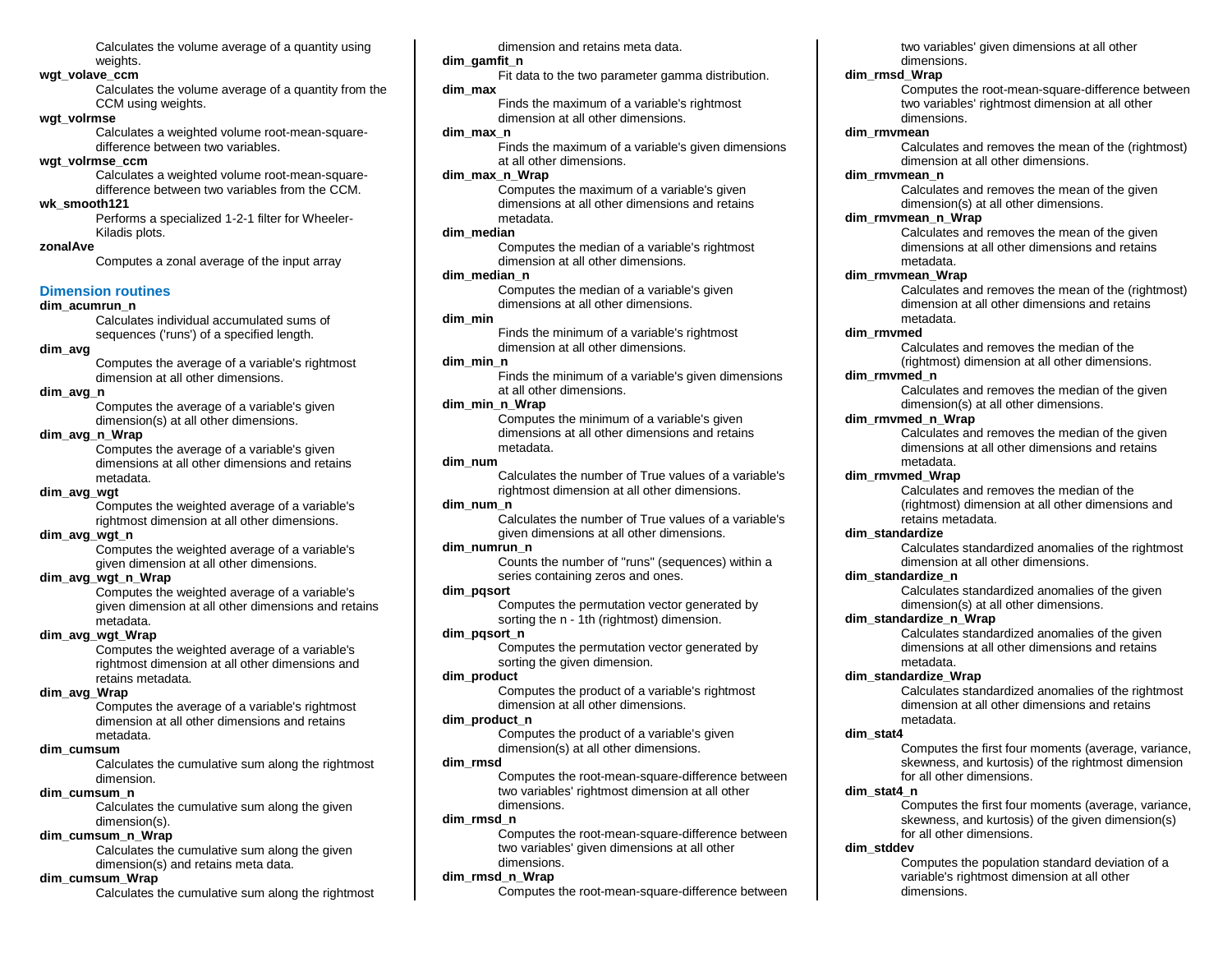Calculates the volume average of a quantity using weights.

**wgt_volave_ccm**
: Calculates the volume average of a quantity from the CCM using weights.

**wgt_volrmse**
: Calculates a weighted volume root-mean-square-difference between two variables.

**wgt_volrmse_ccm**
: Calculates a weighted volume root-mean-square-difference between two variables from the CCM.

**wk_smooth121**
: Performs a specialized 1-2-1 filter for Wheeler-Kiladis plots.

**zonalAve**
: Computes a zonal average of the input array

## Dimension routines

**dim_acumrun_n**
: Calculates individual accumulated sums of sequences ('runs') of a specified length.

**dim_avg**
: Computes the average of a variable's rightmost dimension at all other dimensions.

**dim_avg_n**
: Computes the average of a variable's given dimension(s) at all other dimensions.

**dim_avg_n_Wrap**
: Computes the average of a variable's given dimensions at all other dimensions and retains metadata.

**dim_avg_wgt**
: Computes the weighted average of a variable's rightmost dimension at all other dimensions.

**dim_avg_wgt_n**
: Computes the weighted average of a variable's given dimension at all other dimensions.

**dim_avg_wgt_n_Wrap**
: Computes the weighted average of a variable's given dimension at all other dimensions and retains metadata.

**dim_avg_wgt_Wrap**
: Computes the weighted average of a variable's rightmost dimension at all other dimensions and retains metadata.

**dim_avg_Wrap**
: Computes the average of a variable's rightmost dimension at all other dimensions and retains metadata.

**dim_cumsum**
: Calculates the cumulative sum along the rightmost dimension.

**dim_cumsum_n**
: Calculates the cumulative sum along the given dimension(s).

**dim_cumsum_n_Wrap**
: Calculates the cumulative sum along the given dimension(s) and retains meta data.

**dim_cumsum_Wrap**
: Calculates the cumulative sum along the rightmost dimension and retains meta data.

**dim_gamfit_n**
: Fit data to the two parameter gamma distribution.

**dim_max**
: Finds the maximum of a variable's rightmost dimension at all other dimensions.

**dim_max_n**
: Finds the maximum of a variable's given dimensions at all other dimensions.

**dim_max_n_Wrap**
: Computes the maximum of a variable's given dimensions at all other dimensions and retains metadata.

**dim_median**
: Computes the median of a variable's rightmost dimension at all other dimensions.

**dim_median_n**
: Computes the median of a variable's given dimensions at all other dimensions.

**dim_min**
: Finds the minimum of a variable's rightmost dimension at all other dimensions.

**dim_min_n**
: Finds the minimum of a variable's given dimensions at all other dimensions.

**dim_min_n_Wrap**
: Computes the minimum of a variable's given dimensions at all other dimensions and retains metadata.

**dim_num**
: Calculates the number of True values of a variable's rightmost dimension at all other dimensions.

**dim_num_n**
: Calculates the number of True values of a variable's given dimensions at all other dimensions.

**dim_numrun_n**
: Counts the number of "runs" (sequences) within a series containing zeros and ones.

**dim_pqsort**
: Computes the permutation vector generated by sorting the n - 1th (rightmost) dimension.

**dim_pqsort_n**
: Computes the permutation vector generated by sorting the given dimension.

**dim_product**
: Computes the product of a variable's rightmost dimension at all other dimensions.

**dim_product_n**
: Computes the product of a variable's given dimension(s) at all other dimensions.

**dim_rmsd**
: Computes the root-mean-square-difference between two variables' rightmost dimension at all other dimensions.

**dim_rmsd_n**
: Computes the root-mean-square-difference between two variables' given dimensions at all other dimensions.

**dim_rmsd_n_Wrap**
: Computes the root-mean-square-difference between two variables' given dimensions at all other dimensions.

**dim_rmsd_Wrap**
: Computes the root-mean-square-difference between two variables' rightmost dimension at all other dimensions.

**dim_rmvmean**
: Calculates and removes the mean of the (rightmost) dimension at all other dimensions.

**dim_rmvmean_n**
: Calculates and removes the mean of the given dimension(s) at all other dimensions.

**dim_rmvmean_n_Wrap**
: Calculates and removes the mean of the given dimensions at all other dimensions and retains metadata.

**dim_rmvmean_Wrap**
: Calculates and removes the mean of the (rightmost) dimension at all other dimensions and retains metadata.

**dim_rmvmed**
: Calculates and removes the median of the (rightmost) dimension at all other dimensions.

**dim_rmvmed_n**
: Calculates and removes the median of the given dimension(s) at all other dimensions.

**dim_rmvmed_n_Wrap**
: Calculates and removes the median of the given dimensions at all other dimensions and retains metadata.

**dim_rmvmed_Wrap**
: Calculates and removes the median of the (rightmost) dimension at all other dimensions and retains metadata.

**dim_standardize**
: Calculates standardized anomalies of the rightmost dimension at all other dimensions.

**dim_standardize_n**
: Calculates standardized anomalies of the given dimension(s) at all other dimensions.

**dim_standardize_n_Wrap**
: Calculates standardized anomalies of the given dimensions at all other dimensions and retains metadata.

**dim_standardize_Wrap**
: Calculates standardized anomalies of the rightmost dimension at all other dimensions and retains metadata.

**dim_stat4**
: Computes the first four moments (average, variance, skewness, and kurtosis) of the rightmost dimension for all other dimensions.

**dim_stat4_n**
: Computes the first four moments (average, variance, skewness, and kurtosis) of the given dimension(s) for all other dimensions.

**dim_stddev**
: Computes the population standard deviation of a variable's rightmost dimension at all other dimensions.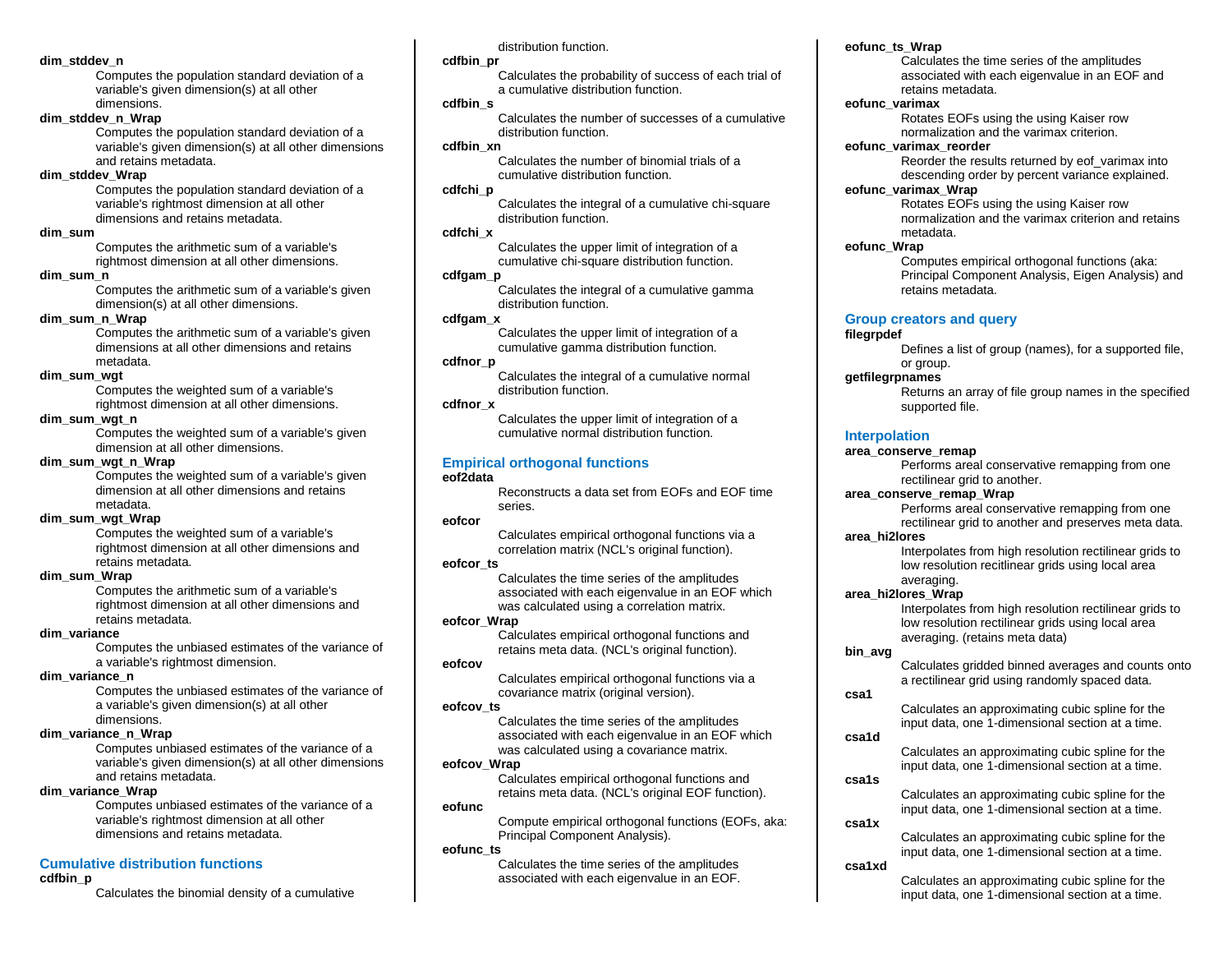**dim_stddev_n**
: Computes the population standard deviation of a variable's given dimension(s) at all other dimensions.

**dim_stddev_n_Wrap**
: Computes the population standard deviation of a variable's given dimension(s) at all other dimensions and retains metadata.

**dim_stddev_Wrap**
: Computes the population standard deviation of a variable's rightmost dimension at all other dimensions and retains metadata.

**dim_sum**
: Computes the arithmetic sum of a variable's rightmost dimension at all other dimensions.

**dim_sum_n**
: Computes the arithmetic sum of a variable's given dimension(s) at all other dimensions.

**dim_sum_n_Wrap**
: Computes the arithmetic sum of a variable's given dimensions at all other dimensions and retains metadata.

**dim_sum_wgt**
: Computes the weighted sum of a variable's rightmost dimension at all other dimensions.

**dim_sum_wgt_n**
: Computes the weighted sum of a variable's given dimension at all other dimensions.

**dim_sum_wgt_n_Wrap**
: Computes the weighted sum of a variable's given dimension at all other dimensions and retains metadata.

**dim_sum_wgt_Wrap**
: Computes the weighted sum of a variable's rightmost dimension at all other dimensions and retains metadata.

**dim_sum_Wrap**
: Computes the arithmetic sum of a variable's rightmost dimension at all other dimensions and retains metadata.

**dim_variance**
: Computes the unbiased estimates of the variance of a variable's rightmost dimension.

**dim_variance_n**
: Computes the unbiased estimates of the variance of a variable's given dimension(s) at all other dimensions.

**dim_variance_n_Wrap**
: Computes unbiased estimates of the variance of a variable's given dimension(s) at all other dimensions and retains metadata.

**dim_variance_Wrap**
: Computes unbiased estimates of the variance of a variable's rightmost dimension at all other dimensions and retains metadata.

## Cumulative distribution functions

**cdfbin_p**
: Calculates the binomial density of a cumulative distribution function.

**cdfbin_pr**
: Calculates the probability of success of each trial of a cumulative distribution function.

**cdfbin_s**
: Calculates the number of successes of a cumulative distribution function.

**cdfbin_xn**
: Calculates the number of binomial trials of a cumulative distribution function.

**cdfchi_p**
: Calculates the integral of a cumulative chi-square distribution function.

**cdfchi_x**
: Calculates the upper limit of integration of a cumulative chi-square distribution function.

**cdfgam_p**
: Calculates the integral of a cumulative gamma distribution function.

**cdfgam_x**
: Calculates the upper limit of integration of a cumulative gamma distribution function.

**cdfnor_p**
: Calculates the integral of a cumulative normal distribution function.

**cdfnor_x**
: Calculates the upper limit of integration of a cumulative normal distribution function.

## Empirical orthogonal functions

**eof2data**
: Reconstructs a data set from EOFs and EOF time series.

**eofcor**
: Calculates empirical orthogonal functions via a correlation matrix (NCL's original function).

**eofcor_ts**
: Calculates the time series of the amplitudes associated with each eigenvalue in an EOF which was calculated using a correlation matrix.

**eofcor_Wrap**
: Calculates empirical orthogonal functions and retains meta data. (NCL's original function).

**eofcov**
: Calculates empirical orthogonal functions via a covariance matrix (original version).

**eofcov_ts**
: Calculates the time series of the amplitudes associated with each eigenvalue in an EOF which was calculated using a covariance matrix.

**eofcov_Wrap**
: Calculates empirical orthogonal functions and retains meta data. (NCL's original EOF function).

**eofunc**
: Compute empirical orthogonal functions (EOFs, aka: Principal Component Analysis).

**eofunc_ts**
: Calculates the time series of the amplitudes associated with each eigenvalue in an EOF.

**eofunc_ts_Wrap**
: Calculates the time series of the amplitudes associated with each eigenvalue in an EOF and retains metadata.

**eofunc_varimax**
: Rotates EOFs using the using Kaiser row normalization and the varimax criterion.

**eofunc_varimax_reorder**
: Reorder the results returned by eof_varimax into descending order by percent variance explained.

**eofunc_varimax_Wrap**
: Rotates EOFs using the using Kaiser row normalization and the varimax criterion and retains metadata.

**eofunc_Wrap**
: Computes empirical orthogonal functions (aka: Principal Component Analysis, Eigen Analysis) and retains metadata.

## Group creators and query

**filegrpdef**
: Defines a list of group (names), for a supported file, or group.

**getfilegrpnames**
: Returns an array of file group names in the specified supported file.

## Interpolation

**area_conserve_remap**
: Performs areal conservative remapping from one rectilinear grid to another.

**area_conserve_remap_Wrap**
: Performs areal conservative remapping from one rectilinear grid to another and preserves meta data.

**area_hi2lores**
: Interpolates from high resolution rectilinear grids to low resolution recitlinear grids using local area averaging.

**area_hi2lores_Wrap**
: Interpolates from high resolution rectilinear grids to low resolution rectilinear grids using local area averaging. (retains meta data)

**bin_avg**
: Calculates gridded binned averages and counts onto a rectilinear grid using randomly spaced data.

**csa1**
: Calculates an approximating cubic spline for the input data, one 1-dimensional section at a time.

**csa1d**
: Calculates an approximating cubic spline for the input data, one 1-dimensional section at a time.

**csa1s**
: Calculates an approximating cubic spline for the input data, one 1-dimensional section at a time.

**csa1x**
: Calculates an approximating cubic spline for the input data, one 1-dimensional section at a time.

**csa1xd**
: Calculates an approximating cubic spline for the input data, one 1-dimensional section at a time.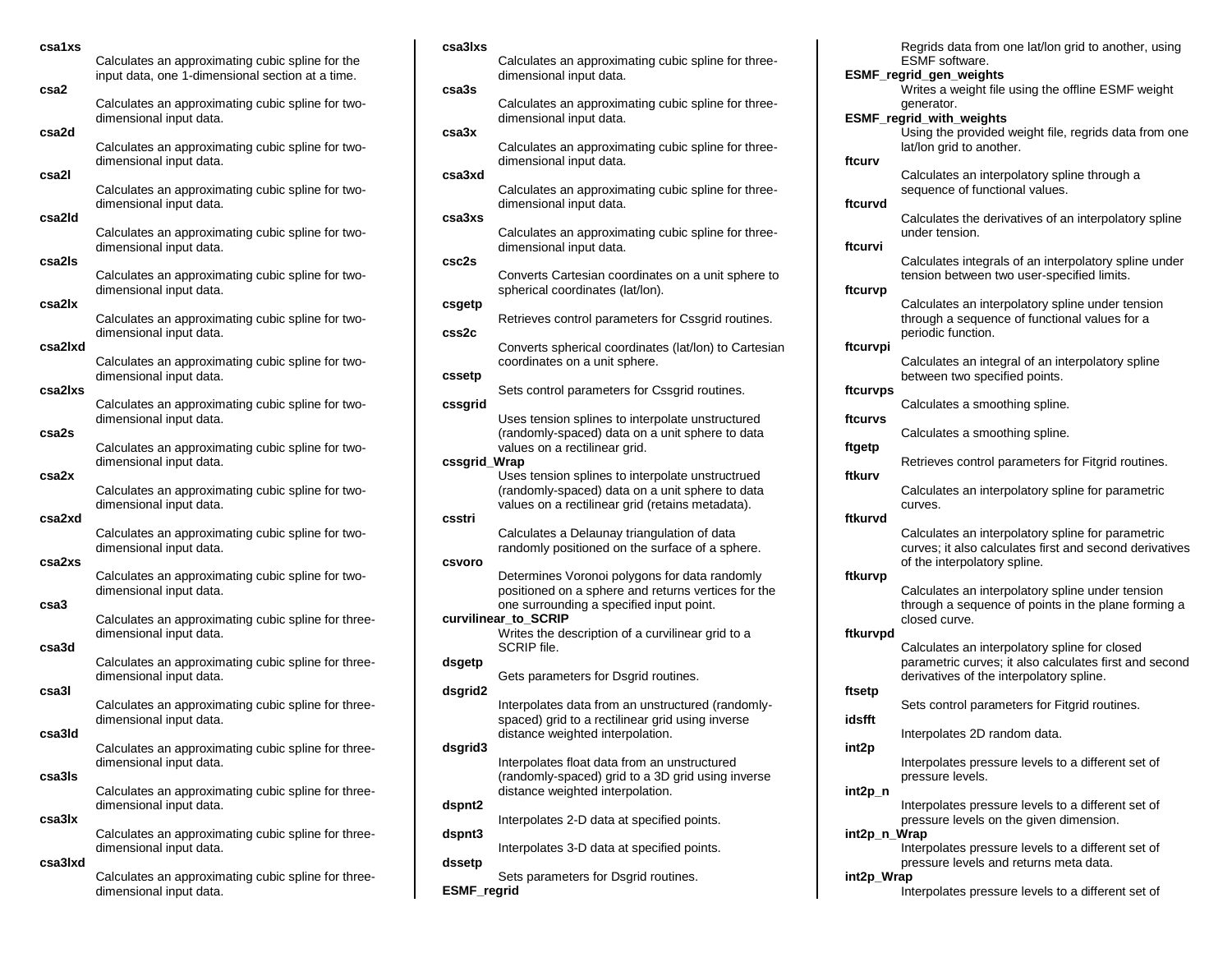**csa1xs**
Calculates an approximating cubic spline for the input data, one 1-dimensional section at a time.

**csa2**
Calculates an approximating cubic spline for two-dimensional input data.

**csa2d**
Calculates an approximating cubic spline for two-dimensional input data.

**csa2l**
Calculates an approximating cubic spline for two-dimensional input data.

**csa2ld**
Calculates an approximating cubic spline for two-dimensional input data.

**csa2ls**
Calculates an approximating cubic spline for two-dimensional input data.

**csa2lx**
Calculates an approximating cubic spline for two-dimensional input data.

**csa2lxd**
Calculates an approximating cubic spline for two-dimensional input data.

**csa2lxs**
Calculates an approximating cubic spline for two-dimensional input data.

**csa2s**
Calculates an approximating cubic spline for two-dimensional input data.

**csa2x**
Calculates an approximating cubic spline for two-dimensional input data.

**csa2xd**
Calculates an approximating cubic spline for two-dimensional input data.

**csa2xs**
Calculates an approximating cubic spline for two-dimensional input data.

**csa3**
Calculates an approximating cubic spline for three-dimensional input data.

**csa3d**
Calculates an approximating cubic spline for three-dimensional input data.

**csa3l**
Calculates an approximating cubic spline for three-dimensional input data.

**csa3ld**
Calculates an approximating cubic spline for three-dimensional input data.

**csa3ls**
Calculates an approximating cubic spline for three-dimensional input data.

**csa3lx**
Calculates an approximating cubic spline for three-dimensional input data.

**csa3lxd**
Calculates an approximating cubic spline for three-dimensional input data.

**csa3lxs**
Calculates an approximating cubic spline for three-dimensional input data.

**csa3s**
Calculates an approximating cubic spline for three-dimensional input data.

**csa3x**
Calculates an approximating cubic spline for three-dimensional input data.

**csa3xd**
Calculates an approximating cubic spline for three-dimensional input data.

**csa3xs**
Calculates an approximating cubic spline for three-dimensional input data.

**csc2s**
Converts Cartesian coordinates on a unit sphere to spherical coordinates (lat/lon).

**csgetp**
Retrieves control parameters for Cssgrid routines.

**css2c**
Converts spherical coordinates (lat/lon) to Cartesian coordinates on a unit sphere.

**cssetp**
Sets control parameters for Cssgrid routines.

**cssgrid**
Uses tension splines to interpolate unstructured (randomly-spaced) data on a unit sphere to data values on a rectilinear grid.

**cssgrid_Wrap**
Uses tension splines to interpolate unstructrued (randomly-spaced) data on a unit sphere to data values on a rectilinear grid (retains metadata).

**csstri**
Calculates a Delaunay triangulation of data randomly positioned on the surface of a sphere.

**csvoro**
Determines Voronoi polygons for data randomly positioned on a sphere and returns vertices for the one surrounding a specified input point.

**curvilinear_to_SCRIP**
Writes the description of a curvilinear grid to a SCRIP file.

**dsgetp**
Gets parameters for Dsgrid routines.

**dsgrid2**
Interpolates data from an unstructured (randomly-spaced) grid to a rectilinear grid using inverse distance weighted interpolation.

**dsgrid3**
Interpolates float data from an unstructured (randomly-spaced) grid to a 3D grid using inverse distance weighted interpolation.

**dspnt2**
Interpolates 2-D data at specified points.

**dspnt3**
Interpolates 3-D data at specified points.

**dssetp**
Sets parameters for Dsgrid routines.

**ESMF_regrid**
Regrids data from one lat/lon grid to another, using ESMF software.

**ESMF_regrid_gen_weights**
Writes a weight file using the offline ESMF weight generator.

**ESMF_regrid_with_weights**
Using the provided weight file, regrids data from one lat/lon grid to another.

**ftcurv**
Calculates an interpolatory spline through a sequence of functional values.

**ftcurvd**
Calculates the derivatives of an interpolatory spline under tension.

**ftcurvi**
Calculates integrals of an interpolatory spline under tension between two user-specified limits.

**ftcurvp**
Calculates an interpolatory spline under tension through a sequence of functional values for a periodic function.

**ftcurvpi**
Calculates an integral of an interpolatory spline between two specified points.

**ftcurvps**
Calculates a smoothing spline.

**ftcurvs**
Calculates a smoothing spline.

**ftgetp**
Retrieves control parameters for Fitgrid routines.

**ftkurv**
Calculates an interpolatory spline for parametric curves.

**ftkurvd**
Calculates an interpolatory spline for parametric curves; it also calculates first and second derivatives of the interpolatory spline.

**ftkurvp**
Calculates an interpolatory spline under tension through a sequence of points in the plane forming a closed curve.

**ftkurvpd**
Calculates an interpolatory spline for closed parametric curves; it also calculates first and second derivatives of the interpolatory spline.

**ftsetp**
Sets control parameters for Fitgrid routines.

**idsfft**
Interpolates 2D random data.

**int2p**
Interpolates pressure levels to a different set of pressure levels.

**int2p_n**
Interpolates pressure levels to a different set of pressure levels on the given dimension.

**int2p_n_Wrap**
Interpolates pressure levels to a different set of pressure levels and returns meta data.

**int2p_Wrap**
Interpolates pressure levels to a different set of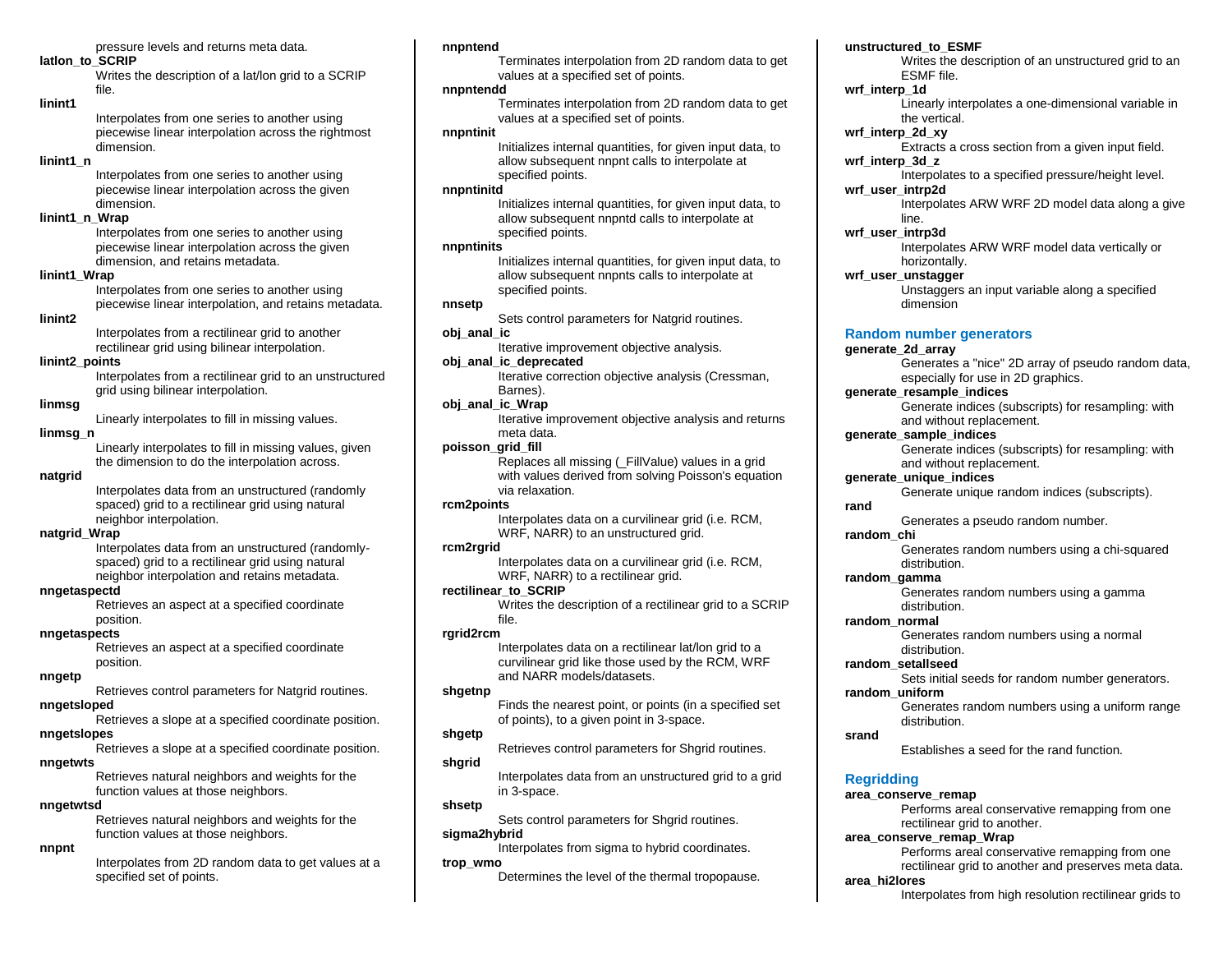pressure levels and returns meta data.

**latlon_to_SCRIP**
Writes the description of a lat/lon grid to a SCRIP file.

**linint1**
Interpolates from one series to another using piecewise linear interpolation across the rightmost dimension.

**linint1_n**
Interpolates from one series to another using piecewise linear interpolation across the given dimension.

**linint1_n_Wrap**
Interpolates from one series to another using piecewise linear interpolation across the given dimension, and retains metadata.

**linint1_Wrap**
Interpolates from one series to another using piecewise linear interpolation, and retains metadata.

**linint2**
Interpolates from a rectilinear grid to another rectilinear grid using bilinear interpolation.

**linint2_points**
Interpolates from a rectilinear grid to an unstructured grid using bilinear interpolation.

**linmsg**
Linearly interpolates to fill in missing values.

**linmsg_n**
Linearly interpolates to fill in missing values, given the dimension to do the interpolation across.

**natgrid**
Interpolates data from an unstructured (randomly spaced) grid to a rectilinear grid using natural neighbor interpolation.

**natgrid_Wrap**
Interpolates data from an unstructured (randomly-spaced) grid to a rectilinear grid using natural neighbor interpolation and retains metadata.

**nngetaspectd**
Retrieves an aspect at a specified coordinate position.

**nngetaspects**
Retrieves an aspect at a specified coordinate position.

**nngetp**
Retrieves control parameters for Natgrid routines.

**nngetsloped**
Retrieves a slope at a specified coordinate position.

**nngetslopes**
Retrieves a slope at a specified coordinate position.

**nngetwts**
Retrieves natural neighbors and weights for the function values at those neighbors.

**nngetwtsd**
Retrieves natural neighbors and weights for the function values at those neighbors.

**nnpnt**
Interpolates from 2D random data to get values at a specified set of points.

**nnpntend**
Terminates interpolation from 2D random data to get values at a specified set of points.

**nnpntendd**
Terminates interpolation from 2D random data to get values at a specified set of points.

**nnpntinit**
Initializes internal quantities, for given input data, to allow subsequent nnpnt calls to interpolate at specified points.

**nnpntinitd**
Initializes internal quantities, for given input data, to allow subsequent nnpntd calls to interpolate at specified points.

**nnpntinits**
Initializes internal quantities, for given input data, to allow subsequent nnpnts calls to interpolate at specified points.

**nnsetp**
Sets control parameters for Natgrid routines.

**obj_anal_ic**
Iterative improvement objective analysis.

**obj_anal_ic_deprecated**
Iterative correction objective analysis (Cressman, Barnes).

**obj_anal_ic_Wrap**
Iterative improvement objective analysis and returns meta data.

**poisson_grid_fill**
Replaces all missing (_FillValue) values in a grid with values derived from solving Poisson's equation via relaxation.

**rcm2points**
Interpolates data on a curvilinear grid (i.e. RCM, WRF, NARR) to an unstructured grid.

**rcm2rgrid**
Interpolates data on a curvilinear grid (i.e. RCM, WRF, NARR) to a rectilinear grid.

**rectilinear_to_SCRIP**
Writes the description of a rectilinear grid to a SCRIP file.

**rgrid2rcm**
Interpolates data on a rectilinear lat/lon grid to a curvilinear grid like those used by the RCM, WRF and NARR models/datasets.

**shgetnp**
Finds the nearest point, or points (in a specified set of points), to a given point in 3-space.

**shgetp**
Retrieves control parameters for Shgrid routines.

**shgrid**
Interpolates data from an unstructured grid to a grid in 3-space.

**shsetp**
Sets control parameters for Shgrid routines.

**sigma2hybrid**
Interpolates from sigma to hybrid coordinates.

**trop_wmo**
Determines the level of the thermal tropopause.

**unstructured_to_ESMF**
Writes the description of an unstructured grid to an ESMF file.

**wrf_interp_1d**
Linearly interpolates a one-dimensional variable in the vertical.

**wrf_interp_2d_xy**
Extracts a cross section from a given input field.

**wrf_interp_3d_z**
Interpolates to a specified pressure/height level.

**wrf_user_intrp2d**
Interpolates ARW WRF 2D model data along a give line.

**wrf_user_intrp3d**
Interpolates ARW WRF model data vertically or horizontally.

**wrf_user_unstagger**
Unstaggers an input variable along a specified dimension

## Random number generators

**generate_2d_array**
Generates a "nice" 2D array of pseudo random data, especially for use in 2D graphics.

**generate_resample_indices**
Generate indices (subscripts) for resampling: with and without replacement.

**generate_sample_indices**
Generate indices (subscripts) for resampling: with and without replacement.

**generate_unique_indices**
Generate unique random indices (subscripts).

**rand**
Generates a pseudo random number.

**random_chi**
Generates random numbers using a chi-squared distribution.

**random_gamma**
Generates random numbers using a gamma distribution.

**random_normal**
Generates random numbers using a normal distribution.

**random_setallseed**
Sets initial seeds for random number generators.

**random_uniform**
Generates random numbers using a uniform range distribution.

**srand**
Establishes a seed for the rand function.

## Regridding

**area_conserve_remap**
Performs areal conservative remapping from one rectilinear grid to another.

**area_conserve_remap_Wrap**
Performs areal conservative remapping from one rectilinear grid to another and preserves meta data.

**area_hi2lores**
Interpolates from high resolution rectilinear grids to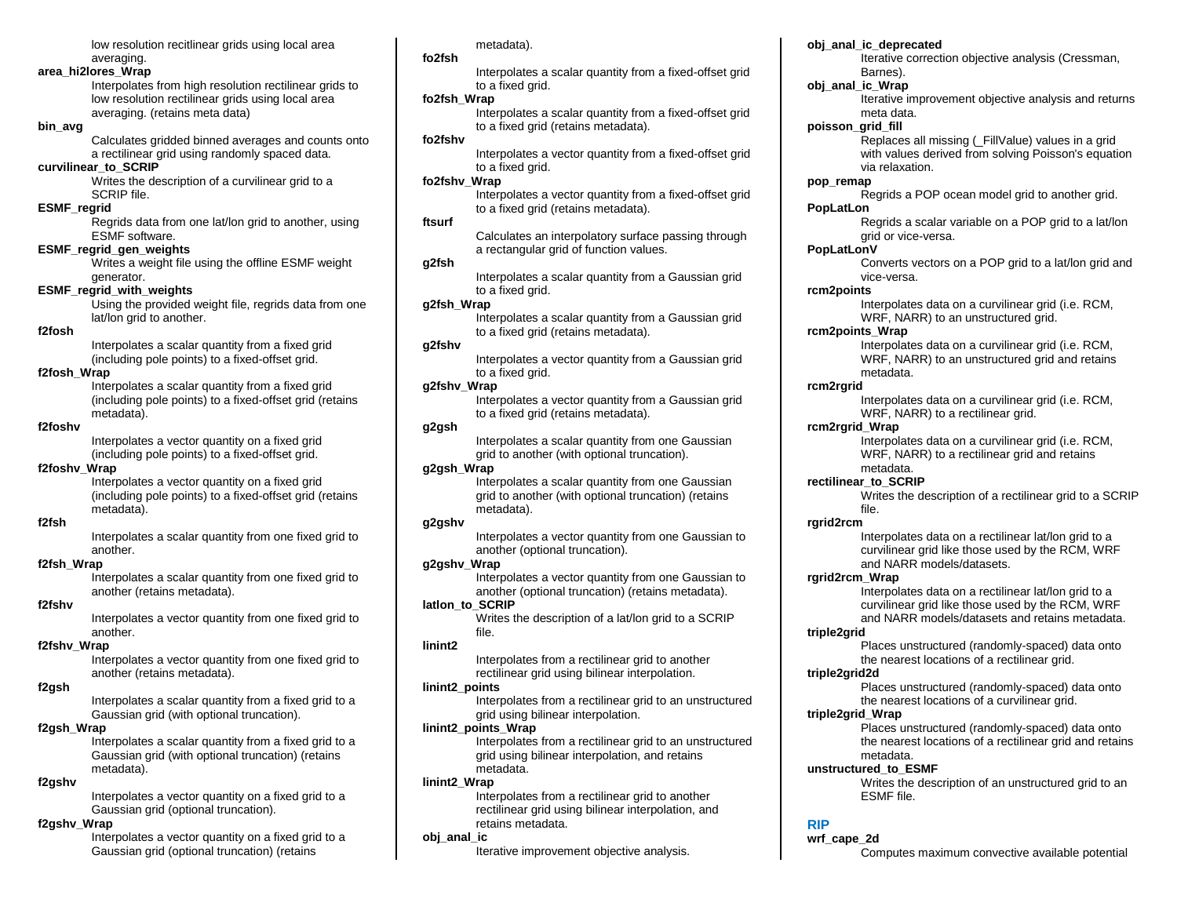low resolution recitlinear grids using local area averaging.

**area_hi2lores_Wrap**
Interpolates from high resolution rectilinear grids to low resolution rectilinear grids using local area averaging. (retains meta data)

**bin_avg**
Calculates gridded binned averages and counts onto a rectilinear grid using randomly spaced data.

**curvilinear_to_SCRIP**
Writes the description of a curvilinear grid to a SCRIP file.

**ESMF_regrid**
Regrids data from one lat/lon grid to another, using ESMF software.

**ESMF_regrid_gen_weights**
Writes a weight file using the offline ESMF weight generator.

**ESMF_regrid_with_weights**
Using the provided weight file, regrids data from one lat/lon grid to another.

**f2fosh**
Interpolates a scalar quantity from a fixed grid (including pole points) to a fixed-offset grid.

**f2fosh_Wrap**
Interpolates a scalar quantity from a fixed grid (including pole points) to a fixed-offset grid (retains metadata).

**f2foshv**
Interpolates a vector quantity on a fixed grid (including pole points) to a fixed-offset grid.

**f2foshv_Wrap**
Interpolates a vector quantity on a fixed grid (including pole points) to a fixed-offset grid (retains metadata).

**f2fsh**
Interpolates a scalar quantity from one fixed grid to another.

**f2fsh_Wrap**
Interpolates a scalar quantity from one fixed grid to another (retains metadata).

**f2fshv**
Interpolates a vector quantity from one fixed grid to another.

**f2fshv_Wrap**
Interpolates a vector quantity from one fixed grid to another (retains metadata).

**f2gsh**
Interpolates a scalar quantity from a fixed grid to a Gaussian grid (with optional truncation).

**f2gsh_Wrap**
Interpolates a scalar quantity from a fixed grid to a Gaussian grid (with optional truncation) (retains metadata).

**f2gshv**
Interpolates a vector quantity on a fixed grid to a Gaussian grid (optional truncation).

**f2gshv_Wrap**
Interpolates a vector quantity on a fixed grid to a Gaussian grid (optional truncation) (retains metadata).

**fo2fsh**
Interpolates a scalar quantity from a fixed-offset grid to a fixed grid.

**fo2fsh_Wrap**
Interpolates a scalar quantity from a fixed-offset grid to a fixed grid (retains metadata).

**fo2fshv**
Interpolates a vector quantity from a fixed-offset grid to a fixed grid.

**fo2fshv_Wrap**
Interpolates a vector quantity from a fixed-offset grid to a fixed grid (retains metadata).

**ftsurf**
Calculates an interpolatory surface passing through a rectangular grid of function values.

**g2fsh**
Interpolates a scalar quantity from a Gaussian grid to a fixed grid.

**g2fsh_Wrap**
Interpolates a scalar quantity from a Gaussian grid to a fixed grid (retains metadata).

**g2fshv**
Interpolates a vector quantity from a Gaussian grid to a fixed grid.

**g2fshv_Wrap**
Interpolates a vector quantity from a Gaussian grid to a fixed grid (retains metadata).

**g2gsh**
Interpolates a scalar quantity from one Gaussian grid to another (with optional truncation).

**g2gsh_Wrap**
Interpolates a scalar quantity from one Gaussian grid to another (with optional truncation) (retains metadata).

**g2gshv**
Interpolates a vector quantity from one Gaussian to another (optional truncation).

**g2gshv_Wrap**
Interpolates a vector quantity from one Gaussian to another (optional truncation) (retains metadata).

**latlon_to_SCRIP**
Writes the description of a lat/lon grid to a SCRIP file.

**linint2**
Interpolates from a rectilinear grid to another rectilinear grid using bilinear interpolation.

**linint2_points**
Interpolates from a rectilinear grid to an unstructured grid using bilinear interpolation.

**linint2_points_Wrap**
Interpolates from a rectilinear grid to an unstructured grid using bilinear interpolation, and retains metadata.

**linint2_Wrap**
Interpolates from a rectilinear grid to another rectilinear grid using bilinear interpolation, and retains metadata.

**obj_anal_ic**
Iterative improvement objective analysis.

**obj_anal_ic_deprecated**
Iterative correction objective analysis (Cressman, Barnes).

**obj_anal_ic_Wrap**
Iterative improvement objective analysis and returns meta data.

**poisson_grid_fill**
Replaces all missing (_FillValue) values in a grid with values derived from solving Poisson's equation via relaxation.

**pop_remap**
Regrids a POP ocean model grid to another grid.

**PopLatLon**
Regrids a scalar variable on a POP grid to a lat/lon grid or vice-versa.

**PopLatLonV**
Converts vectors on a POP grid to a lat/lon grid and vice-versa.

**rcm2points**
Interpolates data on a curvilinear grid (i.e. RCM, WRF, NARR) to an unstructured grid.

**rcm2points_Wrap**
Interpolates data on a curvilinear grid (i.e. RCM, WRF, NARR) to an unstructured grid and retains metadata.

**rcm2rgrid**
Interpolates data on a curvilinear grid (i.e. RCM, WRF, NARR) to a rectilinear grid.

**rcm2rgrid_Wrap**
Interpolates data on a curvilinear grid (i.e. RCM, WRF, NARR) to a rectilinear grid and retains metadata.

**rectilinear_to_SCRIP**
Writes the description of a rectilinear grid to a SCRIP file.

**rgrid2rcm**
Interpolates data on a rectilinear lat/lon grid to a curvilinear grid like those used by the RCM, WRF and NARR models/datasets.

**rgrid2rcm_Wrap**
Interpolates data on a rectilinear lat/lon grid to a curvilinear grid like those used by the RCM, WRF and NARR models/datasets and retains metadata.

**triple2grid**
Places unstructured (randomly-spaced) data onto the nearest locations of a rectilinear grid.

**triple2grid2d**
Places unstructured (randomly-spaced) data onto the nearest locations of a curvilinear grid.

**triple2grid_Wrap**
Places unstructured (randomly-spaced) data onto the nearest locations of a rectilinear grid and retains metadata.

**unstructured_to_ESMF**
Writes the description of an unstructured grid to an ESMF file.

## RIP

**wrf_cape_2d**
Computes maximum convective available potential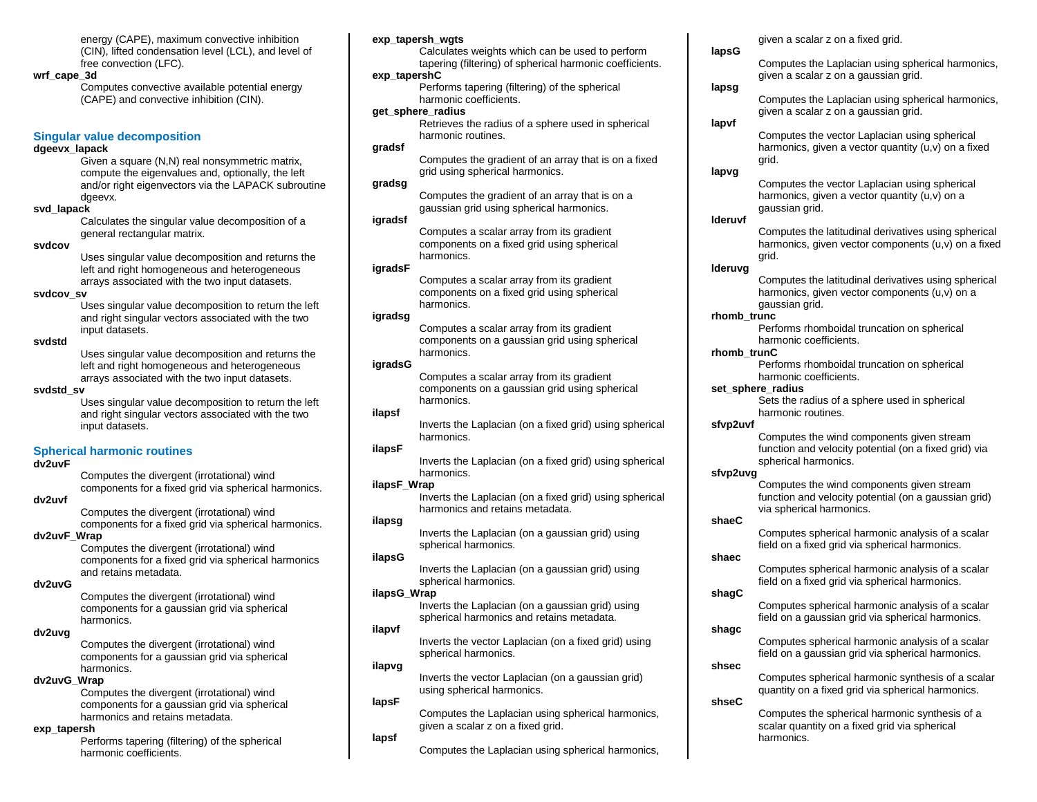energy (CAPE), maximum convective inhibition (CIN), lifted condensation level (LCL), and level of free convection (LFC).

**wrf_cape_3d**
Computes convective available potential energy (CAPE) and convective inhibition (CIN).

## Singular value decomposition

**dgeevx_lapack**
Given a square (N,N) real nonsymmetric matrix, compute the eigenvalues and, optionally, the left and/or right eigenvectors via the LAPACK subroutine dgeevx.

**svd_lapack**
Calculates the singular value decomposition of a general rectangular matrix.

**svdcov**
Uses singular value decomposition and returns the left and right homogeneous and heterogeneous arrays associated with the two input datasets.

**svdcov_sv**
Uses singular value decomposition to return the left and right singular vectors associated with the two input datasets.

**svdstd**
Uses singular value decomposition and returns the left and right homogeneous and heterogeneous arrays associated with the two input datasets.

**svdstd_sv**
Uses singular value decomposition to return the left and right singular vectors associated with the two input datasets.

## Spherical harmonic routines

**dv2uvF**
Computes the divergent (irrotational) wind components for a fixed grid via spherical harmonics.

**dv2uvf**
Computes the divergent (irrotational) wind components for a fixed grid via spherical harmonics.

**dv2uvF_Wrap**
Computes the divergent (irrotational) wind components for a fixed grid via spherical harmonics and retains metadata.

**dv2uvG**
Computes the divergent (irrotational) wind components for a gaussian grid via spherical harmonics.

**dv2uvg**
Computes the divergent (irrotational) wind components for a gaussian grid via spherical harmonics.

**dv2uvG_Wrap**
Computes the divergent (irrotational) wind components for a gaussian grid via spherical harmonics and retains metadata.

**exp_tapersh**
Performs tapering (filtering) of the spherical harmonic coefficients.

**exp_tapersh_wgts**
Calculates weights which can be used to perform tapering (filtering) of spherical harmonic coefficients.

**exp_tapershC**
Performs tapering (filtering) of the spherical harmonic coefficients.

**get_sphere_radius**
Retrieves the radius of a sphere used in spherical harmonic routines.

**gradsf**
Computes the gradient of an array that is on a fixed grid using spherical harmonics.

**gradsg**
Computes the gradient of an array that is on a gaussian grid using spherical harmonics.

**igradsf**
Computes a scalar array from its gradient components on a fixed grid using spherical harmonics.

**igradsF**
Computes a scalar array from its gradient components on a fixed grid using spherical harmonics.

**igradsg**
Computes a scalar array from its gradient components on a gaussian grid using spherical harmonics.

**igradsG**
Computes a scalar array from its gradient components on a gaussian grid using spherical harmonics.

**ilapsf**
Inverts the Laplacian (on a fixed grid) using spherical harmonics.

**ilapsF**
Inverts the Laplacian (on a fixed grid) using spherical harmonics.

**ilapsF_Wrap**
Inverts the Laplacian (on a fixed grid) using spherical harmonics and retains metadata.

**ilapsg**
Inverts the Laplacian (on a gaussian grid) using spherical harmonics.

**ilapsG**
Inverts the Laplacian (on a gaussian grid) using spherical harmonics.

**ilapsG_Wrap**
Inverts the Laplacian (on a gaussian grid) using spherical harmonics and retains metadata.

**ilapvf**
Inverts the vector Laplacian (on a fixed grid) using spherical harmonics.

**ilapvg**
Inverts the vector Laplacian (on a gaussian grid) using spherical harmonics.

**lapsF**
Computes the Laplacian using spherical harmonics, given a scalar z on a fixed grid.

**lapsf**
Computes the Laplacian using spherical harmonics, given a scalar z on a fixed grid.

**lapsG**
Computes the Laplacian using spherical harmonics, given a scalar z on a gaussian grid.

**lapsg**
Computes the Laplacian using spherical harmonics, given a scalar z on a gaussian grid.

**lapvf**
Computes the vector Laplacian using spherical harmonics, given a vector quantity (u,v) on a fixed grid.

**lapvg**
Computes the vector Laplacian using spherical harmonics, given a vector quantity (u,v) on a gaussian grid.

**lderuvf**
Computes the latitudinal derivatives using spherical harmonics, given vector components (u,v) on a fixed grid.

**lderuvg**
Computes the latitudinal derivatives using spherical harmonics, given vector components (u,v) on a gaussian grid.

**rhomb_trunc**
Performs rhomboidal truncation on spherical harmonic coefficients.

**rhomb_trunC**
Performs rhomboidal truncation on spherical harmonic coefficients.

**set_sphere_radius**
Sets the radius of a sphere used in spherical harmonic routines.

**sfvp2uvf**
Computes the wind components given stream function and velocity potential (on a fixed grid) via spherical harmonics.

**sfvp2uvg**
Computes the wind components given stream function and velocity potential (on a gaussian grid) via spherical harmonics.

**shaeC**
Computes spherical harmonic analysis of a scalar field on a fixed grid via spherical harmonics.

**shaec**
Computes spherical harmonic analysis of a scalar field on a fixed grid via spherical harmonics.

**shagC**
Computes spherical harmonic analysis of a scalar field on a gaussian grid via spherical harmonics.

**shagc**
Computes spherical harmonic analysis of a scalar field on a gaussian grid via spherical harmonics.

**shsec**
Computes spherical harmonic synthesis of a scalar quantity on a fixed grid via spherical harmonics.

**shseC**
Computes the spherical harmonic synthesis of a scalar quantity on a fixed grid via spherical harmonics.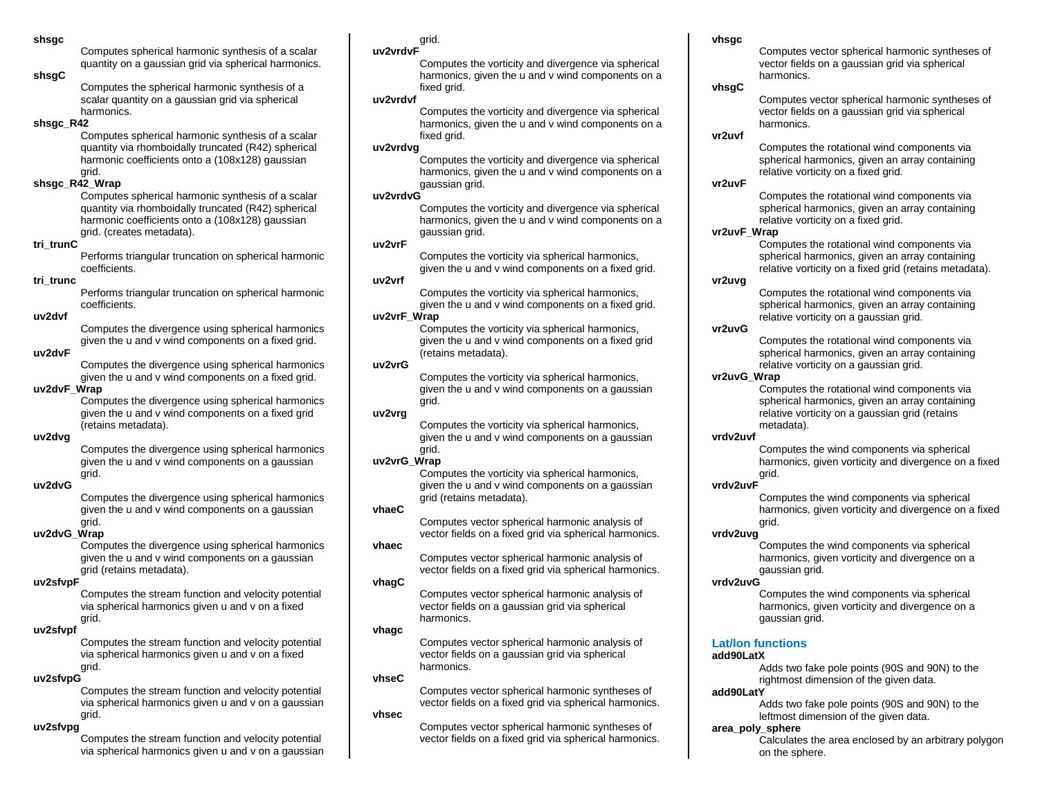**shsgc**

Computes spherical harmonic synthesis of a scalar quantity on a gaussian grid via spherical harmonics.

**shsgC**

Computes the spherical harmonic synthesis of a scalar quantity on a gaussian grid via spherical harmonics.

**shsgc_R42**

Computes spherical harmonic synthesis of a scalar quantity via rhomboidally truncated (R42) spherical harmonic coefficients onto a (108x128) gaussian grid.

**shsgc_R42_Wrap**

Computes spherical harmonic synthesis of a scalar quantity via rhomboidally truncated (R42) spherical harmonic coefficients onto a (108x128) gaussian grid. (creates metadata).

**tri_trunC**

Performs triangular truncation on spherical harmonic coefficients.

**tri_trunc**

Performs triangular truncation on spherical harmonic coefficients.

**uv2dvf**

Computes the divergence using spherical harmonics given the u and v wind components on a fixed grid.

**uv2dvF**

Computes the divergence using spherical harmonics given the u and v wind components on a fixed grid.

**uv2dvF_Wrap**

Computes the divergence using spherical harmonics given the u and v wind components on a fixed grid (retains metadata).

**uv2dvg**

Computes the divergence using spherical harmonics given the u and v wind components on a gaussian grid.

**uv2dvG**

Computes the divergence using spherical harmonics given the u and v wind components on a gaussian grid.

**uv2dvG_Wrap**

Computes the divergence using spherical harmonics given the u and v wind components on a gaussian grid (retains metadata).

**uv2sfvpF**

Computes the stream function and velocity potential via spherical harmonics given u and v on a fixed grid.

**uv2sfvpf**

Computes the stream function and velocity potential via spherical harmonics given u and v on a fixed grid.

**uv2sfvpG**

Computes the stream function and velocity potential via spherical harmonics given u and v on a gaussian grid.

**uv2sfvpg**

Computes the stream function and velocity potential via spherical harmonics given u and v on a gaussian grid.

**uv2vrdvF**

Computes the vorticity and divergence via spherical harmonics, given the u and v wind components on a fixed grid.

**uv2vrdvf**

Computes the vorticity and divergence via spherical harmonics, given the u and v wind components on a fixed grid.

**uv2vrdvg**

Computes the vorticity and divergence via spherical harmonics, given the u and v wind components on a gaussian grid.

**uv2vrdvG**

Computes the vorticity and divergence via spherical harmonics, given the u and v wind components on a gaussian grid.

**uv2vrF**

Computes the vorticity via spherical harmonics, given the u and v wind components on a fixed grid.

**uv2vrf**

Computes the vorticity via spherical harmonics, given the u and v wind components on a fixed grid.

**uv2vrF_Wrap**

Computes the vorticity via spherical harmonics, given the u and v wind components on a fixed grid (retains metadata).

**uv2vrG**

Computes the vorticity via spherical harmonics, given the u and v wind components on a gaussian grid.

**uv2vrg**

Computes the vorticity via spherical harmonics, given the u and v wind components on a gaussian grid.

**uv2vrG_Wrap**

Computes the vorticity via spherical harmonics, given the u and v wind components on a gaussian grid (retains metadata).

**vhaeC**

Computes vector spherical harmonic analysis of vector fields on a fixed grid via spherical harmonics.

**vhaec**

Computes vector spherical harmonic analysis of vector fields on a fixed grid via spherical harmonics.

**vhagC**

Computes vector spherical harmonic analysis of vector fields on a gaussian grid via spherical harmonics.

**vhagc**

Computes vector spherical harmonic analysis of vector fields on a gaussian grid via spherical harmonics.

**vhseC**

Computes vector spherical harmonic syntheses of vector fields on a fixed grid via spherical harmonics.

**vhsec**

Computes vector spherical harmonic syntheses of vector fields on a fixed grid via spherical harmonics.

**vhsgc**

Computes vector spherical harmonic syntheses of vector fields on a gaussian grid via spherical harmonics.

**vhsgC**

Computes vector spherical harmonic syntheses of vector fields on a gaussian grid via spherical harmonics.

**vr2uvf**

Computes the rotational wind components via spherical harmonics, given an array containing relative vorticity on a fixed grid.

**vr2uvF**

Computes the rotational wind components via spherical harmonics, given an array containing relative vorticity on a fixed grid.

**vr2uvF_Wrap**

Computes the rotational wind components via spherical harmonics, given an array containing relative vorticity on a fixed grid (retains metadata).

**vr2uvg**

Computes the rotational wind components via spherical harmonics, given an array containing relative vorticity on a gaussian grid.

**vr2uvG**

Computes the rotational wind components via spherical harmonics, given an array containing relative vorticity on a gaussian grid.

**vr2uvG_Wrap**

Computes the rotational wind components via spherical harmonics, given an array containing relative vorticity on a gaussian grid (retains metadata).

**vrdv2uvf**

Computes the wind components via spherical harmonics, given vorticity and divergence on a fixed grid.

**vrdv2uvF**

Computes the wind components via spherical harmonics, given vorticity and divergence on a fixed grid.

**vrdv2uvg**

Computes the wind components via spherical harmonics, given vorticity and divergence on a gaussian grid.

**vrdv2uvG**

Computes the wind components via spherical harmonics, given vorticity and divergence on a gaussian grid.

## Lat/lon functions

**add90LatX**

Adds two fake pole points (90S and 90N) to the rightmost dimension of the given data.

**add90LatY**

Adds two fake pole points (90S and 90N) to the leftmost dimension of the given data.

**area_poly_sphere**

Calculates the area enclosed by an arbitrary polygon on the sphere.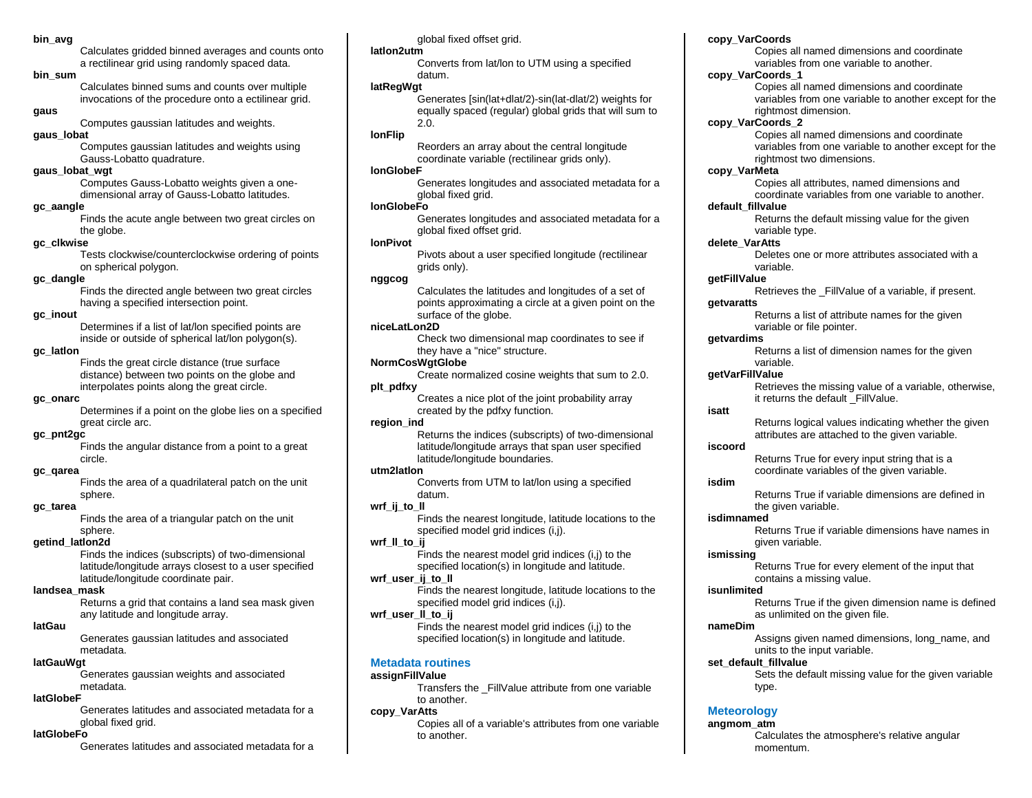**bin_avg**
: Calculates gridded binned averages and counts onto a rectilinear grid using randomly spaced data.

**bin_sum**
: Calculates binned sums and counts over multiple invocations of the procedure onto a ectilinear grid.

**gaus**
: Computes gaussian latitudes and weights.

**gaus_lobat**
: Computes gaussian latitudes and weights using Gauss-Lobatto quadrature.

**gaus_lobat_wgt**
: Computes Gauss-Lobatto weights given a one-dimensional array of Gauss-Lobatto latitudes.

**gc_aangle**
: Finds the acute angle between two great circles on the globe.

**gc_clkwise**
: Tests clockwise/counterclockwise ordering of points on spherical polygon.

**gc_dangle**
: Finds the directed angle between two great circles having a specified intersection point.

**gc_inout**
: Determines if a list of lat/lon specified points are inside or outside of spherical lat/lon polygon(s).

**gc_latlon**
: Finds the great circle distance (true surface distance) between two points on the globe and interpolates points along the great circle.

**gc_onarc**
: Determines if a point on the globe lies on a specified great circle arc.

**gc_pnt2gc**
: Finds the angular distance from a point to a great circle.

**gc_qarea**
: Finds the area of a quadrilateral patch on the unit sphere.

**gc_tarea**
: Finds the area of a triangular patch on the unit sphere.

**getind_latlon2d**
: Finds the indices (subscripts) of two-dimensional latitude/longitude arrays closest to a user specified latitude/longitude coordinate pair.

**landsea_mask**
: Returns a grid that contains a land sea mask given any latitude and longitude array.

**latGau**
: Generates gaussian latitudes and associated metadata.

**latGauWgt**
: Generates gaussian weights and associated metadata.

**latGlobeF**
: Generates latitudes and associated metadata for a global fixed grid.

**latGlobeFo**
: Generates latitudes and associated metadata for a global fixed offset grid.

**latlon2utm**
: Converts from lat/lon to UTM using a specified datum.

**latRegWgt**
: Generates [sin(lat+dlat/2)-sin(lat-dlat/2) weights for equally spaced (regular) global grids that will sum to 2.0.

**lonFlip**
: Reorders an array about the central longitude coordinate variable (rectilinear grids only).

**lonGlobeF**
: Generates longitudes and associated metadata for a global fixed grid.

**lonGlobeFo**
: Generates longitudes and associated metadata for a global fixed offset grid.

**lonPivot**
: Pivots about a user specified longitude (rectilinear grids only).

**nggcog**
: Calculates the latitudes and longitudes of a set of points approximating a circle at a given point on the surface of the globe.

**niceLatLon2D**
: Check two dimensional map coordinates to see if they have a "nice" structure.

**NormCosWgtGlobe**
: Create normalized cosine weights that sum to 2.0.

**plt_pdfxy**
: Creates a nice plot of the joint probability array created by the pdfxy function.

**region_ind**
: Returns the indices (subscripts) of two-dimensional latitude/longitude arrays that span user specified latitude/longitude boundaries.

**utm2latlon**
: Converts from UTM to lat/lon using a specified datum.

**wrf_ij_to_ll**
: Finds the nearest longitude, latitude locations to the specified model grid indices (i,j).

**wrf_ll_to_ij**
: Finds the nearest model grid indices (i,j) to the specified location(s) in longitude and latitude.

**wrf_user_ij_to_ll**
: Finds the nearest longitude, latitude locations to the specified model grid indices (i,j).

**wrf_user_ll_to_ij**
: Finds the nearest model grid indices (i,j) to the specified location(s) in longitude and latitude.

## Metadata routines

**assignFillValue**
: Transfers the _FillValue attribute from one variable to another.

**copy_VarAtts**
: Copies all of a variable's attributes from one variable to another.

**copy_VarCoords**
: Copies all named dimensions and coordinate variables from one variable to another.

**copy_VarCoords_1**
: Copies all named dimensions and coordinate variables from one variable to another except for the rightmost dimension.

**copy_VarCoords_2**
: Copies all named dimensions and coordinate variables from one variable to another except for the rightmost two dimensions.

**copy_VarMeta**
: Copies all attributes, named dimensions and coordinate variables from one variable to another.

**default_fillvalue**
: Returns the default missing value for the given variable type.

**delete_VarAtts**
: Deletes one or more attributes associated with a variable.

**getFillValue**
: Retrieves the _FillValue of a variable, if present.

**getvaratts**
: Returns a list of attribute names for the given variable or file pointer.

**getvardims**
: Returns a list of dimension names for the given variable.

**getVarFillValue**
: Retrieves the missing value of a variable, otherwise, it returns the default _FillValue.

**isatt**
: Returns logical values indicating whether the given attributes are attached to the given variable.

**iscoord**
: Returns True for every input string that is a coordinate variables of the given variable.

**isdim**
: Returns True if variable dimensions are defined in the given variable.

**isdimnamed**
: Returns True if variable dimensions have names in given variable.

**ismissing**
: Returns True for every element of the input that contains a missing value.

**isunlimited**
: Returns True if the given dimension name is defined as unlimited on the given file.

**nameDim**
: Assigns given named dimensions, long_name, and units to the input variable.

**set_default_fillvalue**
: Sets the default missing value for the given variable type.

## Meteorology

**angmom_atm**
: Calculates the atmosphere's relative angular momentum.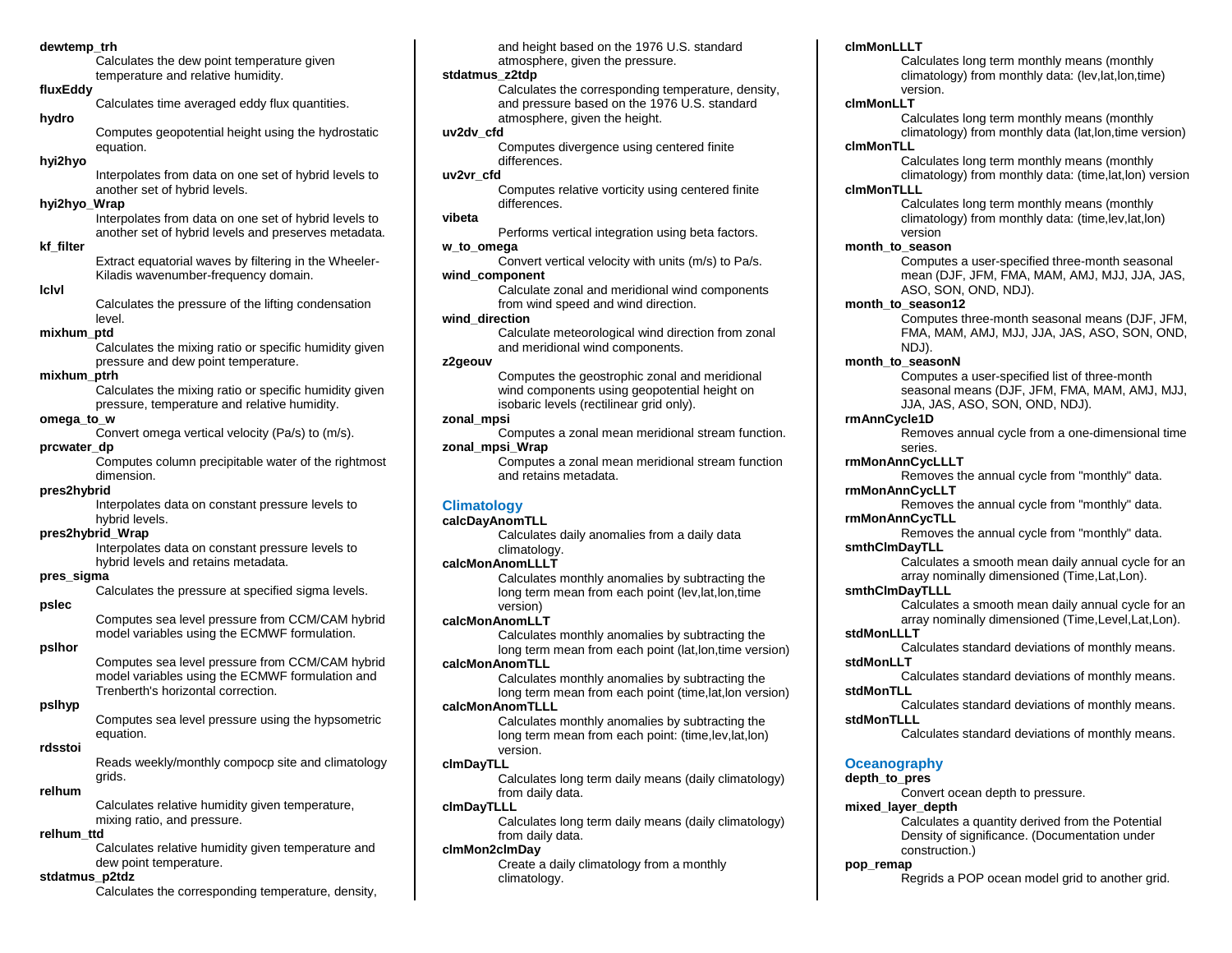**dewtemp_trh**
Calculates the dew point temperature given temperature and relative humidity.

**fluxEddy**
Calculates time averaged eddy flux quantities.

**hydro**
Computes geopotential height using the hydrostatic equation.

**hyi2hyo**
Interpolates from data on one set of hybrid levels to another set of hybrid levels.

**hyi2hyo_Wrap**
Interpolates from data on one set of hybrid levels to another set of hybrid levels and preserves metadata.

**kf_filter**
Extract equatorial waves by filtering in the Wheeler-Kiladis wavenumber-frequency domain.

**lclvl**
Calculates the pressure of the lifting condensation level.

**mixhum_ptd**
Calculates the mixing ratio or specific humidity given pressure and dew point temperature.

**mixhum_ptrh**
Calculates the mixing ratio or specific humidity given pressure, temperature and relative humidity.

**omega_to_w**
Convert omega vertical velocity (Pa/s) to (m/s).

**prcwater_dp**
Computes column precipitable water of the rightmost dimension.

**pres2hybrid**
Interpolates data on constant pressure levels to hybrid levels.

**pres2hybrid_Wrap**
Interpolates data on constant pressure levels to hybrid levels and retains metadata.

**pres_sigma**
Calculates the pressure at specified sigma levels.

**pslec**
Computes sea level pressure from CCM/CAM hybrid model variables using the ECMWF formulation.

**pslhor**
Computes sea level pressure from CCM/CAM hybrid model variables using the ECMWF formulation and Trenberth's horizontal correction.

**pslhyp**
Computes sea level pressure using the hypsometric equation.

**rdsstoi**
Reads weekly/monthly compocp site and climatology grids.

**relhum**
Calculates relative humidity given temperature, mixing ratio, and pressure.

**relhum_ttd**
Calculates relative humidity given temperature and dew point temperature.

**stdatmus_p2tdz**
Calculates the corresponding temperature, density, and height based on the 1976 U.S. standard atmosphere, given the pressure.

**stdatmus_z2tdp**
Calculates the corresponding temperature, density, and pressure based on the 1976 U.S. standard atmosphere, given the height.

**uv2dv_cfd**
Computes divergence using centered finite differences.

**uv2vr_cfd**
Computes relative vorticity using centered finite differences.

**vibeta**
Performs vertical integration using beta factors.

**w_to_omega**
Convert vertical velocity with units (m/s) to Pa/s.

**wind_component**
Calculate zonal and meridional wind components from wind speed and wind direction.

**wind_direction**
Calculate meteorological wind direction from zonal and meridional wind components.

**z2geouv**
Computes the geostrophic zonal and meridional wind components using geopotential height on isobaric levels (rectilinear grid only).

**zonal_mpsi**
Computes a zonal mean meridional stream function.

**zonal_mpsi_Wrap**
Computes a zonal mean meridional stream function and retains metadata.

## Climatology

**calcDayAnomTLL**
Calculates daily anomalies from a daily data climatology.

**calcMonAnomLLLT**
Calculates monthly anomalies by subtracting the long term mean from each point (lev,lat,lon,time version)

**calcMonAnomLLT**
Calculates monthly anomalies by subtracting the long term mean from each point (lat,lon,time version)

**calcMonAnomTLL**
Calculates monthly anomalies by subtracting the long term mean from each point (time,lat,lon version)

**calcMonAnomTLLL**
Calculates monthly anomalies by subtracting the long term mean from each point: (time,lev,lat,lon) version.

**clmDayTLL**
Calculates long term daily means (daily climatology) from daily data.

**clmDayTLLL**
Calculates long term daily means (daily climatology) from daily data.

**clmMon2clmDay**
Create a daily climatology from a monthly climatology.

**clmMonLLLT**
Calculates long term monthly means (monthly climatology) from monthly data: (lev,lat,lon,time) version.

**clmMonLLT**
Calculates long term monthly means (monthly climatology) from monthly data (lat,lon,time version)

**clmMonTLL**
Calculates long term monthly means (monthly climatology) from monthly data: (time,lat,lon) version

**clmMonTLLL**
Calculates long term monthly means (monthly climatology) from monthly data: (time,lev,lat,lon) version

**month_to_season**
Computes a user-specified three-month seasonal mean (DJF, JFM, FMA, MAM, AMJ, MJJ, JJA, JAS, ASO, SON, OND, NDJ).

**month_to_season12**
Computes three-month seasonal means (DJF, JFM, FMA, MAM, AMJ, MJJ, JJA, JAS, ASO, SON, OND, NDJ).

**month_to_seasonN**
Computes a user-specified list of three-month seasonal means (DJF, JFM, FMA, MAM, AMJ, MJJ, JJA, JAS, ASO, SON, OND, NDJ).

**rmAnnCycle1D**
Removes annual cycle from a one-dimensional time series.

**rmMonAnnCycLLLT**
Removes the annual cycle from "monthly" data.

**rmMonAnnCycLLT**
Removes the annual cycle from "monthly" data.

**rmMonAnnCycTLL**
Removes the annual cycle from "monthly" data.

**smthClmDayTLL**
Calculates a smooth mean daily annual cycle for an array nominally dimensioned (Time,Lat,Lon).

**smthClmDayTLLL**
Calculates a smooth mean daily annual cycle for an array nominally dimensioned (Time,Level,Lat,Lon).

**stdMonLLLT**
Calculates standard deviations of monthly means.

**stdMonLLT**
Calculates standard deviations of monthly means.

**stdMonTLL**
Calculates standard deviations of monthly means.

**stdMonTLLL**
Calculates standard deviations of monthly means.

## Oceanography

**depth_to_pres**
Convert ocean depth to pressure.

**mixed_layer_depth**
Calculates a quantity derived from the Potential Density of significance. (Documentation under construction.)

**pop_remap**
Regrids a POP ocean model grid to another grid.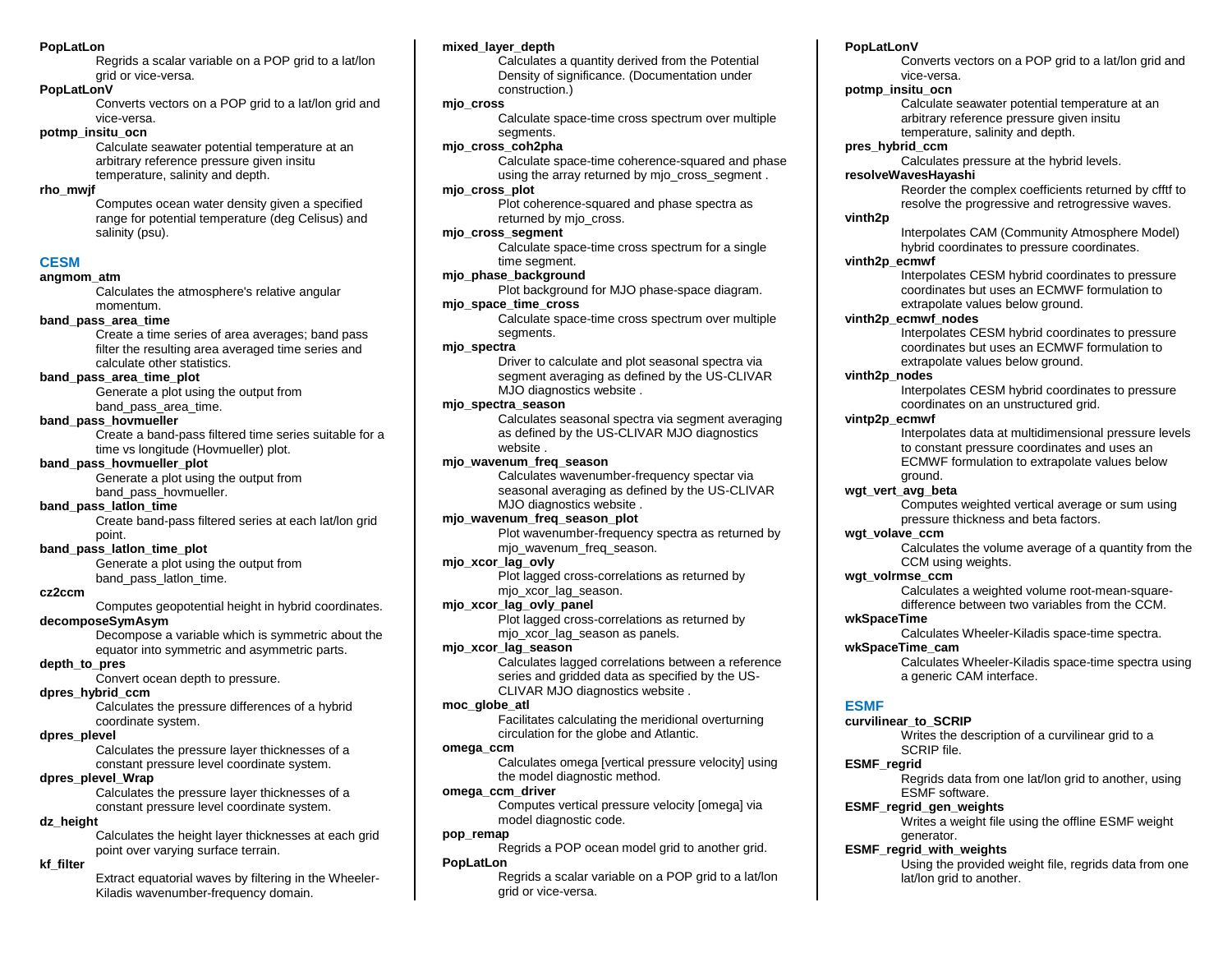**PopLatLon**
Regrids a scalar variable on a POP grid to a lat/lon grid or vice-versa.

**PopLatLonV**
Converts vectors on a POP grid to a lat/lon grid and vice-versa.

**potmp_insitu_ocn**
Calculate seawater potential temperature at an arbitrary reference pressure given insitu temperature, salinity and depth.

**rho_mwjf**
Computes ocean water density given a specified range for potential temperature (deg Celisus) and salinity (psu).

## CESM

**angmom_atm**
Calculates the atmosphere's relative angular momentum.

**band_pass_area_time**
Create a time series of area averages; band pass filter the resulting area averaged time series and calculate other statistics.

**band_pass_area_time_plot**
Generate a plot using the output from band_pass_area_time.

**band_pass_hovmueller**
Create a band-pass filtered time series suitable for a time vs longitude (Hovmueller) plot.

**band_pass_hovmueller_plot**
Generate a plot using the output from band_pass_hovmueller.

**band_pass_latlon_time**
Create band-pass filtered series at each lat/lon grid point.

**band_pass_latlon_time_plot**
Generate a plot using the output from band_pass_latlon_time.

**cz2ccm**
Computes geopotential height in hybrid coordinates.

**decomposeSymAsym**
Decompose a variable which is symmetric about the equator into symmetric and asymmetric parts.

**depth_to_pres**
Convert ocean depth to pressure.

**dpres_hybrid_ccm**
Calculates the pressure differences of a hybrid coordinate system.

**dpres_plevel**
Calculates the pressure layer thicknesses of a constant pressure level coordinate system.

**dpres_plevel_Wrap**
Calculates the pressure layer thicknesses of a constant pressure level coordinate system.

**dz_height**
Calculates the height layer thicknesses at each grid point over varying surface terrain.

**kf_filter**
Extract equatorial waves by filtering in the Wheeler-Kiladis wavenumber-frequency domain.

**mixed_layer_depth**
Calculates a quantity derived from the Potential Density of significance. (Documentation under construction.)

**mjo_cross**
Calculate space-time cross spectrum over multiple segments.

**mjo_cross_coh2pha**
Calculate space-time coherence-squared and phase using the array returned by mjo_cross_segment .

**mjo_cross_plot**
Plot coherence-squared and phase spectra as returned by mjo_cross.

**mjo_cross_segment**
Calculate space-time cross spectrum for a single time segment.

**mjo_phase_background**
Plot background for MJO phase-space diagram.

**mjo_space_time_cross**
Calculate space-time cross spectrum over multiple segments.

**mjo_spectra**
Driver to calculate and plot seasonal spectra via segment averaging as defined by the US-CLIVAR MJO diagnostics website .

**mjo_spectra_season**
Calculates seasonal spectra via segment averaging as defined by the US-CLIVAR MJO diagnostics website .

**mjo_wavenum_freq_season**
Calculates wavenumber-frequency spectar via seasonal averaging as defined by the US-CLIVAR MJO diagnostics website .

**mjo_wavenum_freq_season_plot**
Plot wavenumber-frequency spectra as returned by mjo_wavenum_freq_season.

**mjo_xcor_lag_ovly**
Plot lagged cross-correlations as returned by mjo_xcor_lag_season.

**mjo_xcor_lag_ovly_panel**
Plot lagged cross-correlations as returned by mjo_xcor_lag_season as panels.

**mjo_xcor_lag_season**
Calculates lagged correlations between a reference series and gridded data as specified by the US-CLIVAR MJO diagnostics website .

**moc_globe_atl**
Facilitates calculating the meridional overturning circulation for the globe and Atlantic.

**omega_ccm**
Calculates omega [vertical pressure velocity] using the model diagnostic method.

**omega_ccm_driver**
Computes vertical pressure velocity [omega] via model diagnostic code.

**pop_remap**
Regrids a POP ocean model grid to another grid.

**PopLatLon**
Regrids a scalar variable on a POP grid to a lat/lon grid or vice-versa.

**PopLatLonV**
Converts vectors on a POP grid to a lat/lon grid and vice-versa.

**potmp_insitu_ocn**
Calculate seawater potential temperature at an arbitrary reference pressure given insitu temperature, salinity and depth.

**pres_hybrid_ccm**
Calculates pressure at the hybrid levels.

**resolveWavesHayashi**
Reorder the complex coefficients returned by cfftf to resolve the progressive and retrogressive waves.

**vinth2p**
Interpolates CAM (Community Atmosphere Model) hybrid coordinates to pressure coordinates.

**vinth2p_ecmwf**
Interpolates CESM hybrid coordinates to pressure coordinates but uses an ECMWF formulation to extrapolate values below ground.

**vinth2p_ecmwf_nodes**
Interpolates CESM hybrid coordinates to pressure coordinates but uses an ECMWF formulation to extrapolate values below ground.

**vinth2p_nodes**
Interpolates CESM hybrid coordinates to pressure coordinates on an unstructured grid.

**vintp2p_ecmwf**
Interpolates data at multidimensional pressure levels to constant pressure coordinates and uses an ECMWF formulation to extrapolate values below ground.

**wgt_vert_avg_beta**
Computes weighted vertical average or sum using pressure thickness and beta factors.

**wgt_volave_ccm**
Calculates the volume average of a quantity from the CCM using weights.

**wgt_volrmse_ccm**
Calculates a weighted volume root-mean-square-difference between two variables from the CCM.

**wkSpaceTime**
Calculates Wheeler-Kiladis space-time spectra.

**wkSpaceTime_cam**
Calculates Wheeler-Kiladis space-time spectra using a generic CAM interface.

## ESMF

**curvilinear_to_SCRIP**
Writes the description of a curvilinear grid to a SCRIP file.

**ESMF_regrid**
Regrids data from one lat/lon grid to another, using ESMF software.

**ESMF_regrid_gen_weights**
Writes a weight file using the offline ESMF weight generator.

**ESMF_regrid_with_weights**
Using the provided weight file, regrids data from one lat/lon grid to another.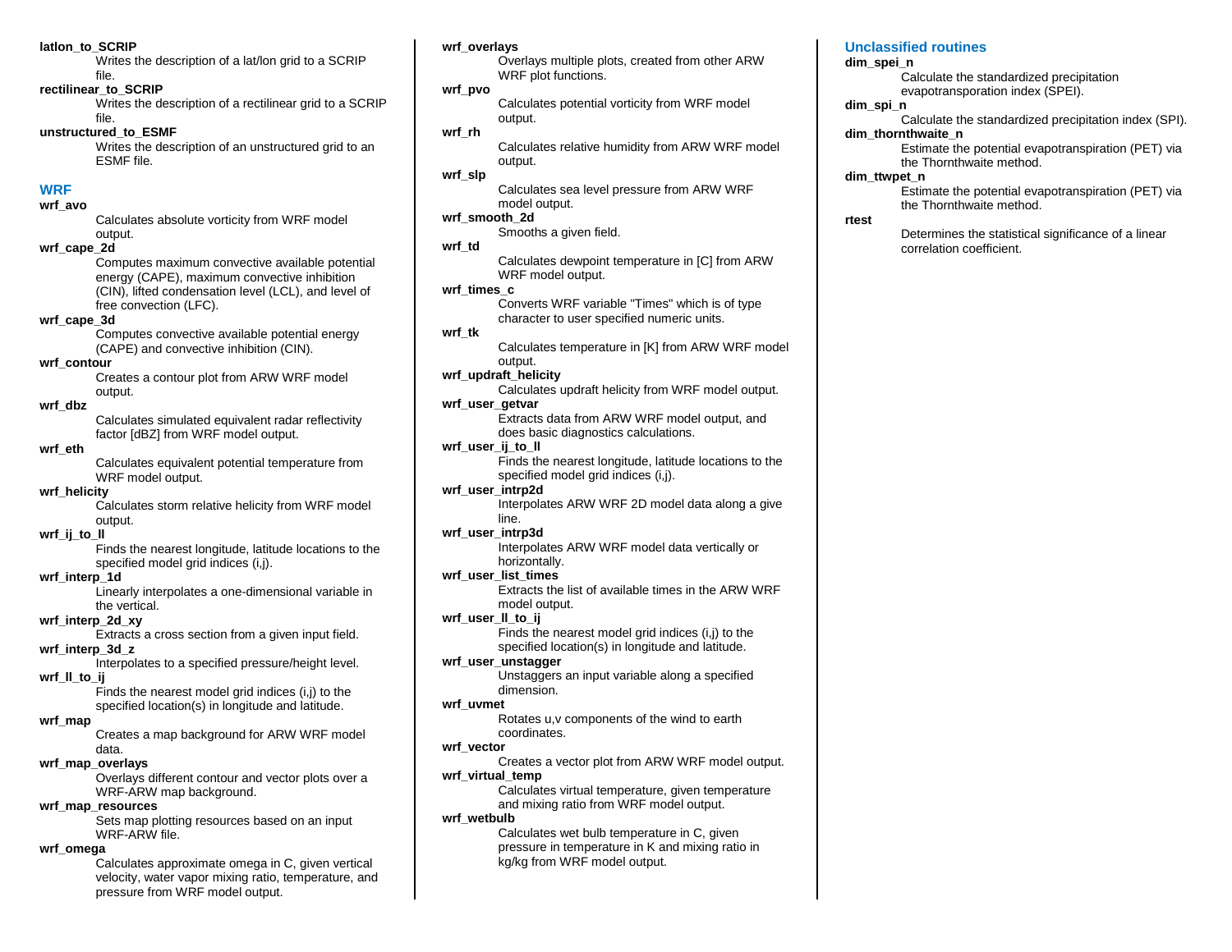**latlon_to_SCRIP**
Writes the description of a lat/lon grid to a SCRIP file.

**rectilinear_to_SCRIP**
Writes the description of a rectilinear grid to a SCRIP file.

**unstructured_to_ESMF**
Writes the description of an unstructured grid to an ESMF file.

## WRF

**wrf_avo**
Calculates absolute vorticity from WRF model output.

**wrf_cape_2d**
Computes maximum convective available potential energy (CAPE), maximum convective inhibition (CIN), lifted condensation level (LCL), and level of free convection (LFC).

**wrf_cape_3d**
Computes convective available potential energy (CAPE) and convective inhibition (CIN).

**wrf_contour**
Creates a contour plot from ARW WRF model output.

**wrf_dbz**
Calculates simulated equivalent radar reflectivity factor [dBZ] from WRF model output.

**wrf_eth**
Calculates equivalent potential temperature from WRF model output.

**wrf_helicity**
Calculates storm relative helicity from WRF model output.

**wrf_ij_to_ll**
Finds the nearest longitude, latitude locations to the specified model grid indices (i,j).

**wrf_interp_1d**
Linearly interpolates a one-dimensional variable in the vertical.

**wrf_interp_2d_xy**
Extracts a cross section from a given input field.

**wrf_interp_3d_z**
Interpolates to a specified pressure/height level.

**wrf_ll_to_ij**
Finds the nearest model grid indices (i,j) to the specified location(s) in longitude and latitude.

**wrf_map**
Creates a map background for ARW WRF model data.

**wrf_map_overlays**
Overlays different contour and vector plots over a WRF-ARW map background.

**wrf_map_resources**
Sets map plotting resources based on an input WRF-ARW file.

**wrf_omega**
Calculates approximate omega in C, given vertical velocity, water vapor mixing ratio, temperature, and pressure from WRF model output.

**wrf_overlays**
Overlays multiple plots, created from other ARW WRF plot functions.

**wrf_pvo**
Calculates potential vorticity from WRF model output.

**wrf_rh**
Calculates relative humidity from ARW WRF model output.

**wrf_slp**
Calculates sea level pressure from ARW WRF model output.

**wrf_smooth_2d**
Smooths a given field.

**wrf_td**
Calculates dewpoint temperature in [C] from ARW WRF model output.

**wrf_times_c**
Converts WRF variable "Times" which is of type character to user specified numeric units.

**wrf_tk**
Calculates temperature in [K] from ARW WRF model output.

**wrf_updraft_helicity**
Calculates updraft helicity from WRF model output.

**wrf_user_getvar**
Extracts data from ARW WRF model output, and does basic diagnostics calculations.

**wrf_user_ij_to_ll**
Finds the nearest longitude, latitude locations to the specified model grid indices (i,j).

**wrf_user_intrp2d**
Interpolates ARW WRF 2D model data along a give line.

**wrf_user_intrp3d**
Interpolates ARW WRF model data vertically or horizontally.

**wrf_user_list_times**
Extracts the list of available times in the ARW WRF model output.

**wrf_user_ll_to_ij**
Finds the nearest model grid indices (i,j) to the specified location(s) in longitude and latitude.

**wrf_user_unstagger**
Unstaggers an input variable along a specified dimension.

**wrf_uvmet**
Rotates u,v components of the wind to earth coordinates.

**wrf_vector**
Creates a vector plot from ARW WRF model output.

**wrf_virtual_temp**
Calculates virtual temperature, given temperature and mixing ratio from WRF model output.

**wrf_wetbulb**
Calculates wet bulb temperature in C, given pressure in temperature in K and mixing ratio in kg/kg from WRF model output.

## Unclassified routines

**dim_spei_n**
Calculate the standardized precipitation evapotransporation index (SPEI).

**dim_spi_n**
Calculate the standardized precipitation index (SPI).

**dim_thornthwaite_n**
Estimate the potential evapotranspiration (PET) via the Thornthwaite method.

**dim_ttwpet_n**
Estimate the potential evapotranspiration (PET) via the Thornthwaite method.

**rtest**
Determines the statistical significance of a linear correlation coefficient.